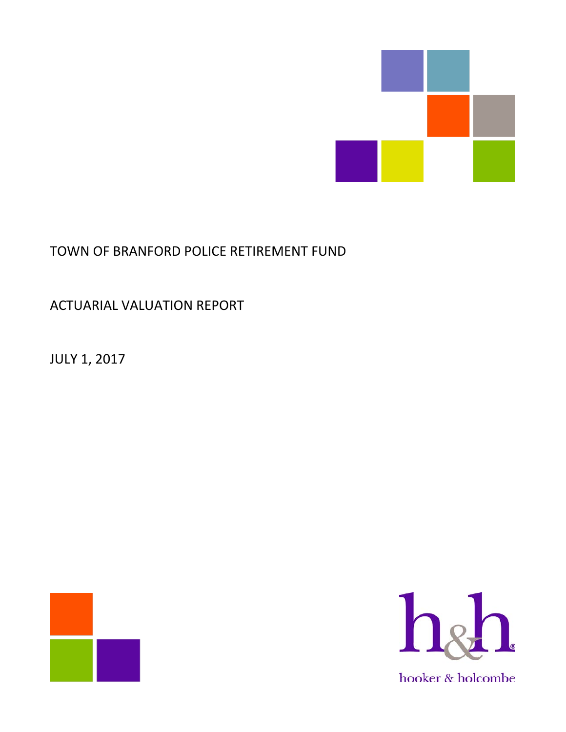# TOWN OF BRANFORD POLICE RETIREMENT FUND

## ACTUARIAL VALUATION REPORT

## JULY 1, 2017

hooker & holcombe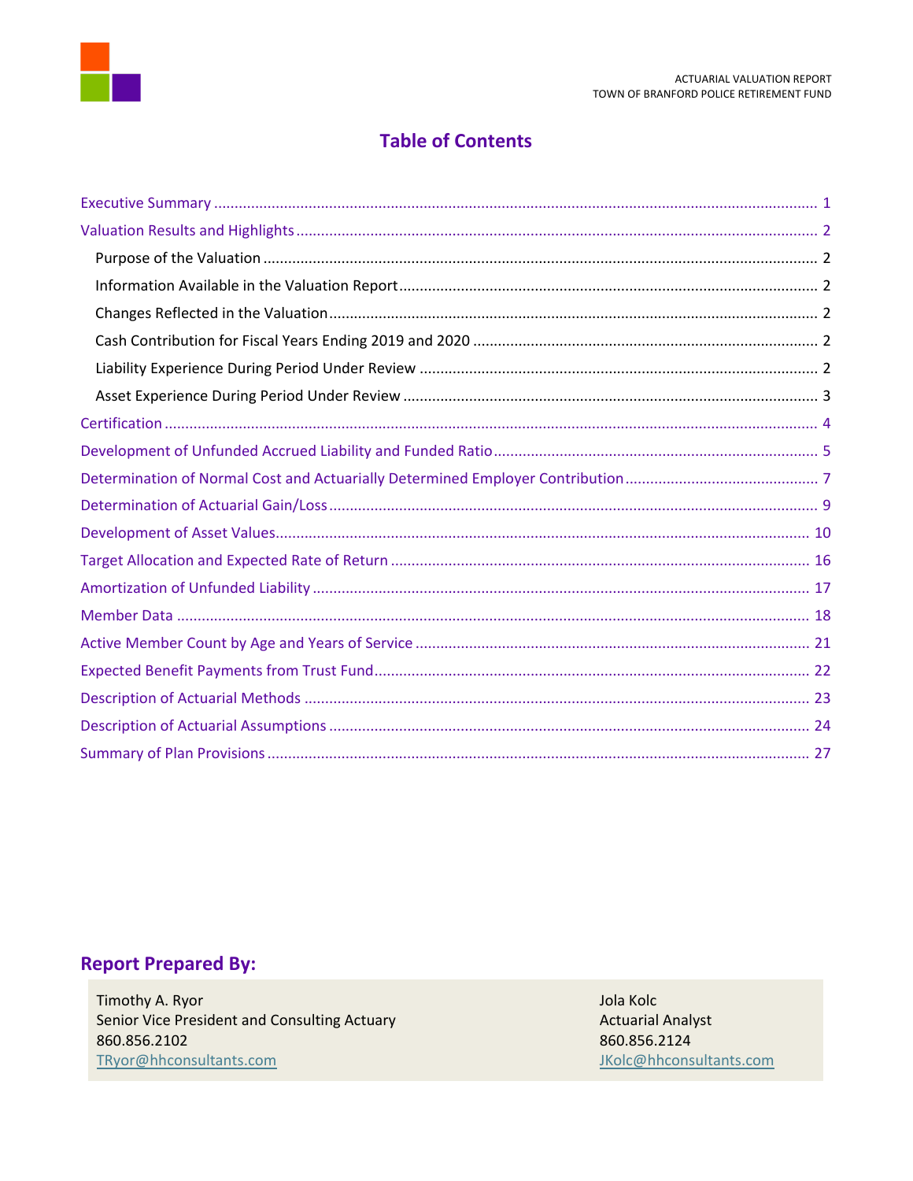# Table of Contents

| | |
|---|---|
| Executive Summary | 1 |
| Valuation Results and Highlights | 2 |
| Purpose of the Valuation | 2 |
| Information Available in the Valuation Report | 2 |
| Changes Reflected in the Valuation | 2 |
| Cash Contribution for Fiscal Years Ending 2019 and 2020 | 2 |
| Liability Experience During Period Under Review | 2 |
| Asset Experience During Period Under Review | 3 |
| Certification | 4 |
| Development of Unfunded Accrued Liability and Funded Ratio | 5 |
| Determination of Normal Cost and Actuarially Determined Employer Contribution | 7 |
| Determination of Actuarial Gain/Loss | 9 |
| Development of Asset Values | 10 |
| Target Allocation and Expected Rate of Return | 16 |
| Amortization of Unfunded Liability | 17 |
| Member Data | 18 |
| Active Member Count by Age and Years of Service | 21 |
| Expected Benefit Payments from Trust Fund | 22 |
| Description of Actuarial Methods | 23 |
| Description of Actuarial Assumptions | 24 |
| Summary of Plan Provisions | 27 |

## Report Prepared By:

Timothy A. Ryor
Senior Vice President and Consulting Actuary
860.856.2102
TRyor@hhconsultants.com

Jola Kolc
Actuarial Analyst
860.856.2124
JKolc@hhconsultants.com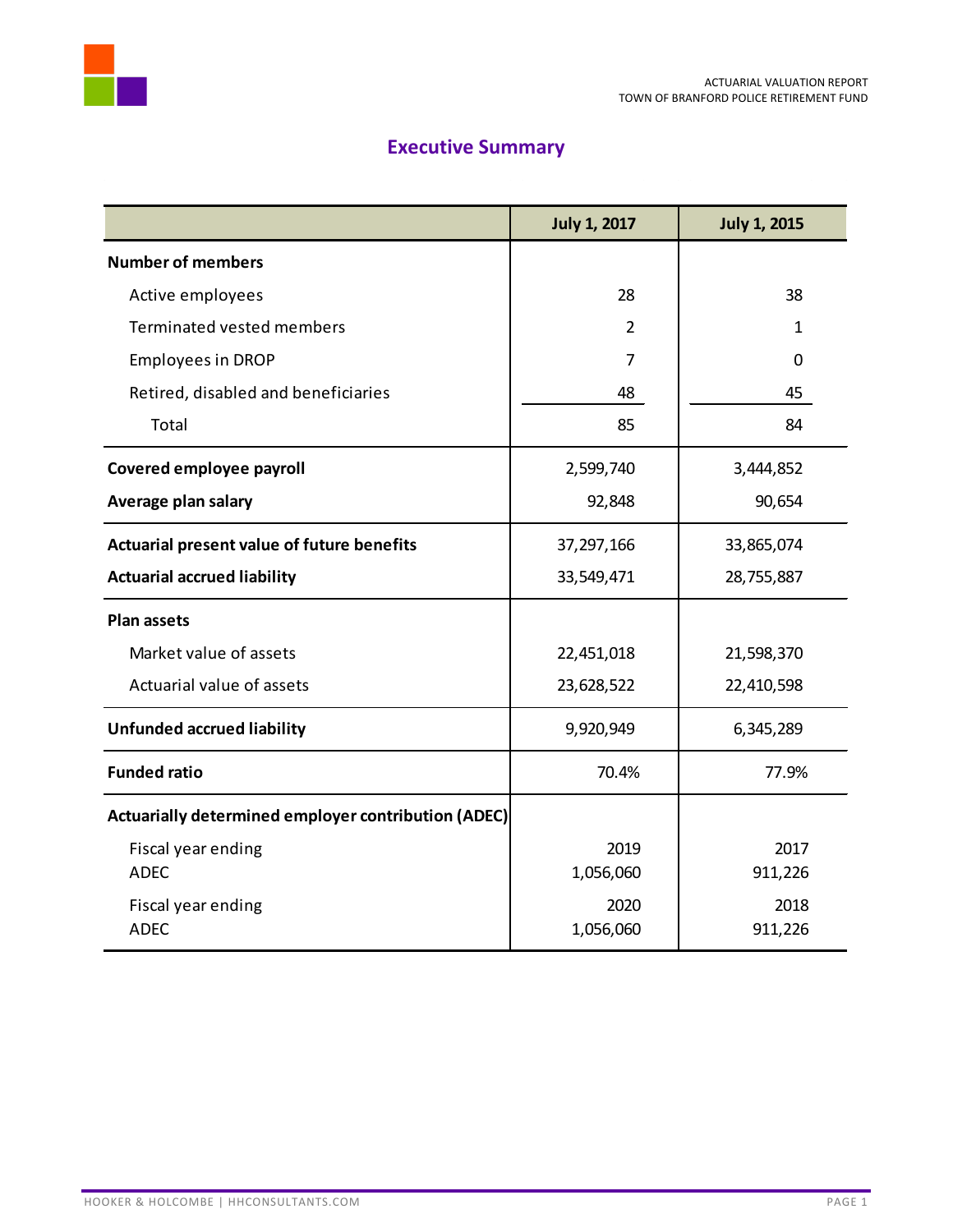# Executive Summary

| | July 1, 2017 | July 1, 2015 |
|---|---|---|
| **Number of members** | | |
| Active employees | 28 | 38 |
| Terminated vested members | 2 | 1 |
| Employees in DROP | 7 | 0 |
| Retired, disabled and beneficiaries | 48 | 45 |
| Total | 85 | 84 |
| **Covered employee payroll** | 2,599,740 | 3,444,852 |
| **Average plan salary** | 92,848 | 90,654 |
| **Actuarial present value of future benefits** | 37,297,166 | 33,865,074 |
| **Actuarial accrued liability** | 33,549,471 | 28,755,887 |
| **Plan assets** | | |
| Market value of assets | 22,451,018 | 21,598,370 |
| Actuarial value of assets | 23,628,522 | 22,410,598 |
| **Unfunded accrued liability** | 9,920,949 | 6,345,289 |
| **Funded ratio** | 70.4% | 77.9% |
| **Actuarially determined employer contribution (ADEC)** | | |
| Fiscal year ending | 2019 | 2017 |
| ADEC | 1,056,060 | 911,226 |
| Fiscal year ending | 2020 | 2018 |
| ADEC | 1,056,060 | 911,226 |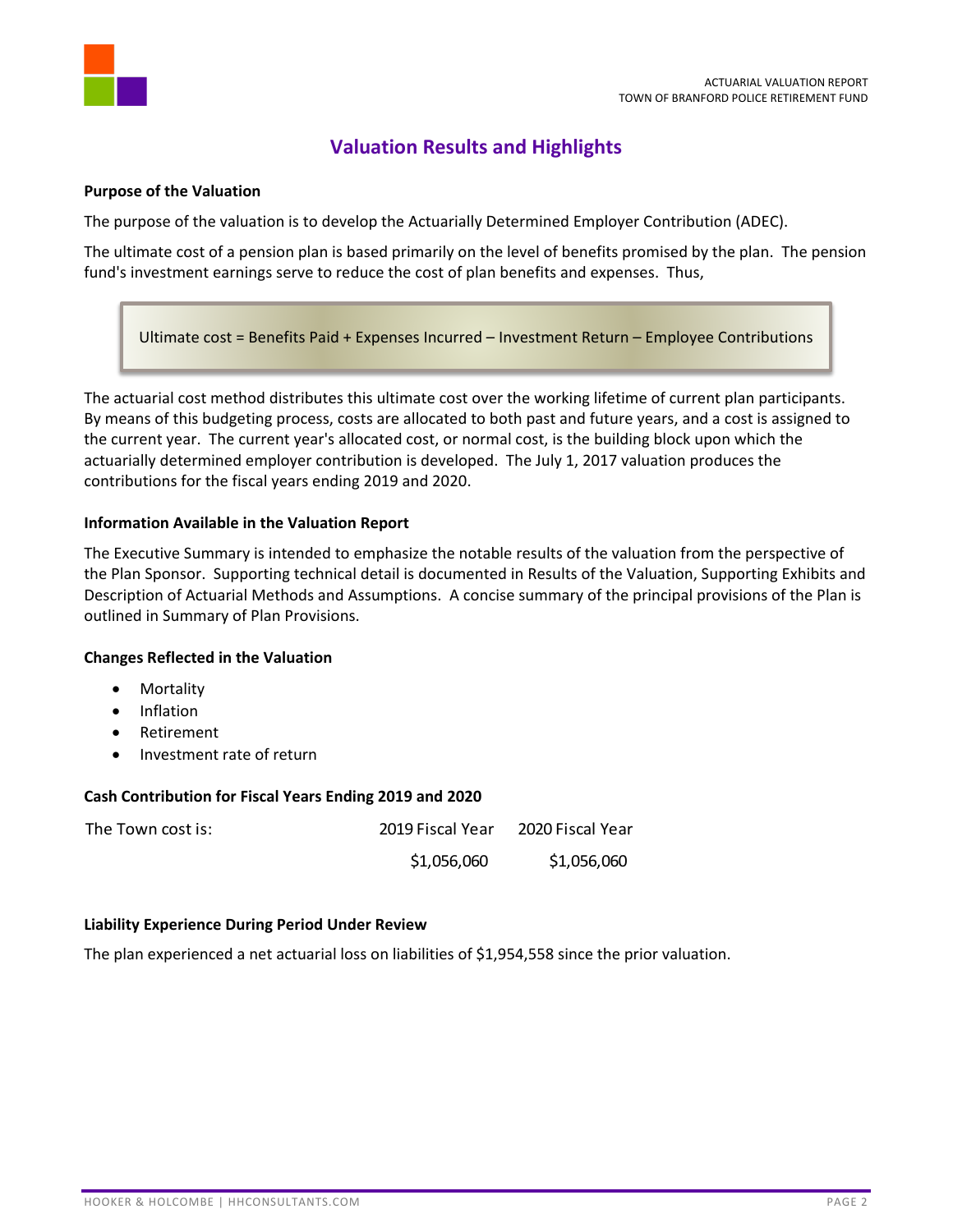## Valuation Results and Highlights

**Purpose of the Valuation**

The purpose of the valuation is to develop the Actuarially Determined Employer Contribution (ADEC).

The ultimate cost of a pension plan is based primarily on the level of benefits promised by the plan. The pension fund's investment earnings serve to reduce the cost of plan benefits and expenses. Thus,

> Ultimate cost = Benefits Paid + Expenses Incurred – Investment Return – Employee Contributions

The actuarial cost method distributes this ultimate cost over the working lifetime of current plan participants. By means of this budgeting process, costs are allocated to both past and future years, and a cost is assigned to the current year. The current year's allocated cost, or normal cost, is the building block upon which the actuarially determined employer contribution is developed. The July 1, 2017 valuation produces the contributions for the fiscal years ending 2019 and 2020.

**Information Available in the Valuation Report**

The Executive Summary is intended to emphasize the notable results of the valuation from the perspective of the Plan Sponsor. Supporting technical detail is documented in Results of the Valuation, Supporting Exhibits and Description of Actuarial Methods and Assumptions. A concise summary of the principal provisions of the Plan is outlined in Summary of Plan Provisions.

**Changes Reflected in the Valuation**

- Mortality
- Inflation
- Retirement
- Investment rate of return

**Cash Contribution for Fiscal Years Ending 2019 and 2020**

| The Town cost is: | 2019 Fiscal Year | 2020 Fiscal Year |
|---|---|---|
| | $1,056,060 | $1,056,060 |

**Liability Experience During Period Under Review**

The plan experienced a net actuarial loss on liabilities of $1,954,558 since the prior valuation.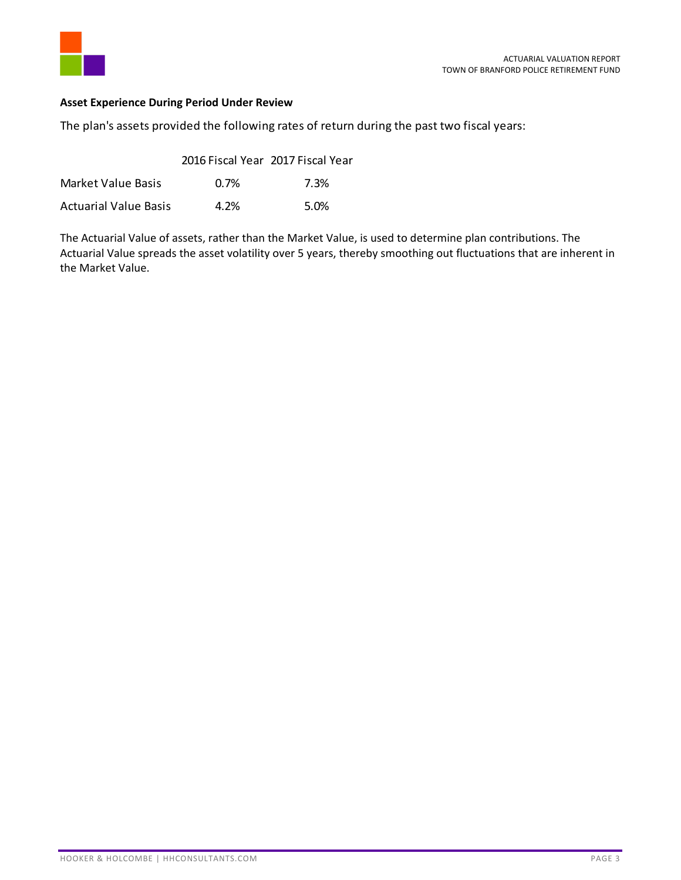**Asset Experience During Period Under Review**

The plan's assets provided the following rates of return during the past two fiscal years:

| | 2016 Fiscal Year | 2017 Fiscal Year |
|---|---|---|
| Market Value Basis | 0.7% | 7.3% |
| Actuarial Value Basis | 4.2% | 5.0% |

The Actuarial Value of assets, rather than the Market Value, is used to determine plan contributions. The Actuarial Value spreads the asset volatility over 5 years, thereby smoothing out fluctuations that are inherent in the Market Value.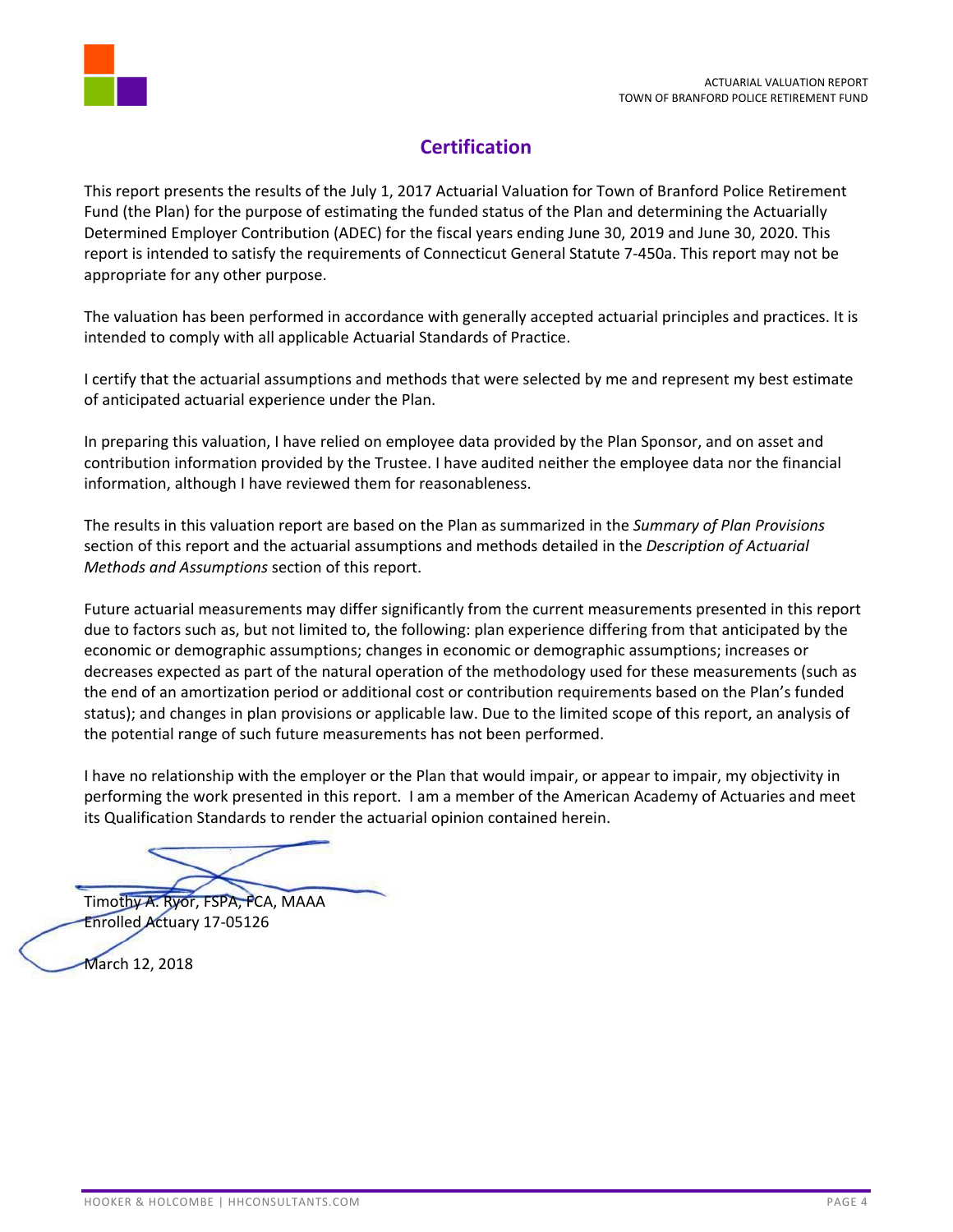## Certification

This report presents the results of the July 1, 2017 Actuarial Valuation for Town of Branford Police Retirement Fund (the Plan) for the purpose of estimating the funded status of the Plan and determining the Actuarially Determined Employer Contribution (ADEC) for the fiscal years ending June 30, 2019 and June 30, 2020. This report is intended to satisfy the requirements of Connecticut General Statute 7-450a. This report may not be appropriate for any other purpose.

The valuation has been performed in accordance with generally accepted actuarial principles and practices. It is intended to comply with all applicable Actuarial Standards of Practice.

I certify that the actuarial assumptions and methods that were selected by me and represent my best estimate of anticipated actuarial experience under the Plan.

In preparing this valuation, I have relied on employee data provided by the Plan Sponsor, and on asset and contribution information provided by the Trustee. I have audited neither the employee data nor the financial information, although I have reviewed them for reasonableness.

The results in this valuation report are based on the Plan as summarized in the *Summary of Plan Provisions* section of this report and the actuarial assumptions and methods detailed in the *Description of Actuarial Methods and Assumptions* section of this report.

Future actuarial measurements may differ significantly from the current measurements presented in this report due to factors such as, but not limited to, the following: plan experience differing from that anticipated by the economic or demographic assumptions; changes in economic or demographic assumptions; increases or decreases expected as part of the natural operation of the methodology used for these measurements (such as the end of an amortization period or additional cost or contribution requirements based on the Plan's funded status); and changes in plan provisions or applicable law. Due to the limited scope of this report, an analysis of the potential range of such future measurements has not been performed.

I have no relationship with the employer or the Plan that would impair, or appear to impair, my objectivity in performing the work presented in this report. I am a member of the American Academy of Actuaries and meet its Qualification Standards to render the actuarial opinion contained herein.

Timothy A. Ryor, FSPA, FCA, MAAA
Enrolled Actuary 17-05126

March 12, 2018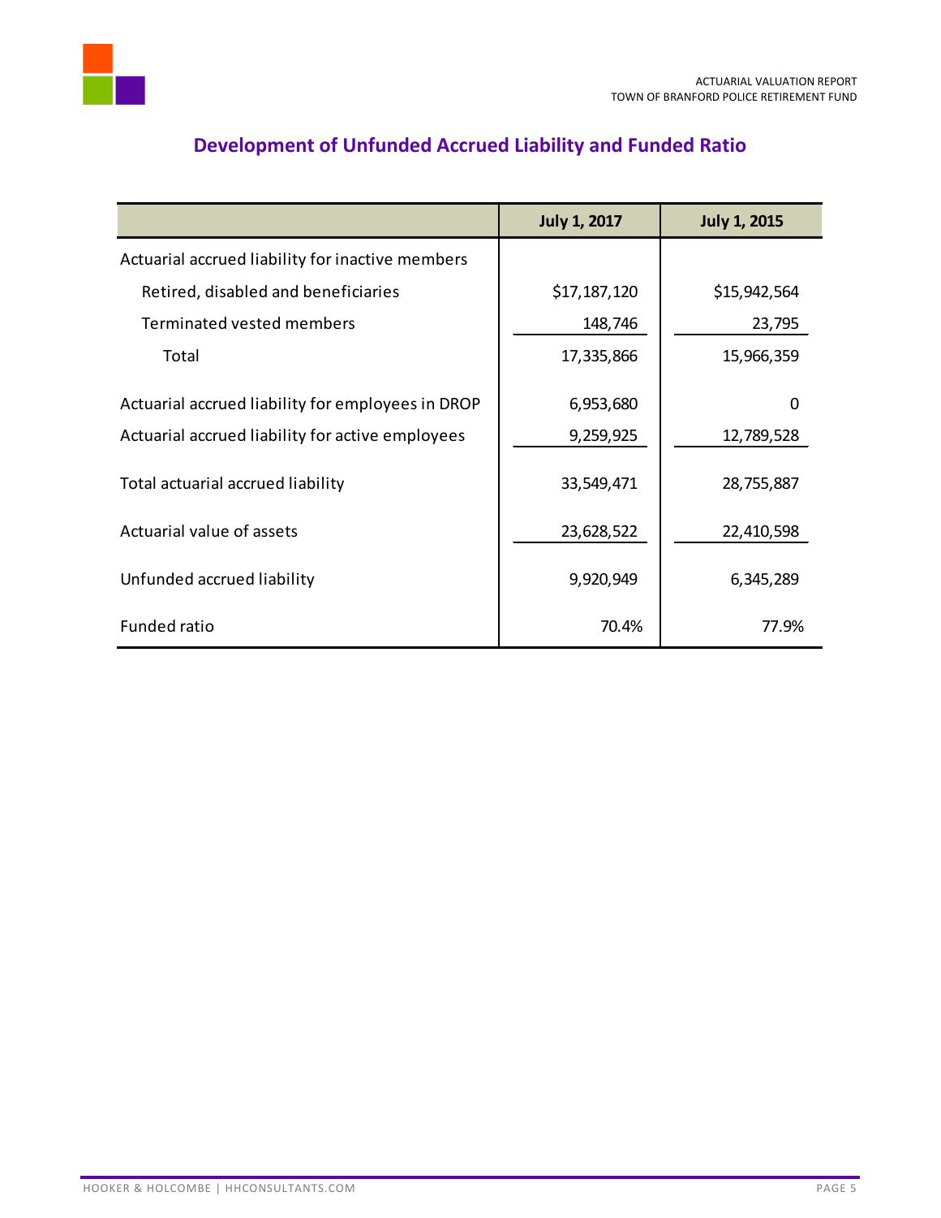## Development of Unfunded Accrued Liability and Funded Ratio

| | July 1, 2017 | July 1, 2015 |
|---|---|---|
| Actuarial accrued liability for inactive members | | |
| Retired, disabled and beneficiaries | $17,187,120 | $15,942,564 |
| Terminated vested members | 148,746 | 23,795 |
| Total | 17,335,866 | 15,966,359 |
| Actuarial accrued liability for employees in DROP | 6,953,680 | 0 |
| Actuarial accrued liability for active employees | 9,259,925 | 12,789,528 |
| Total actuarial accrued liability | 33,549,471 | 28,755,887 |
| Actuarial value of assets | 23,628,522 | 22,410,598 |
| Unfunded accrued liability | 9,920,949 | 6,345,289 |
| Funded ratio | 70.4% | 77.9% |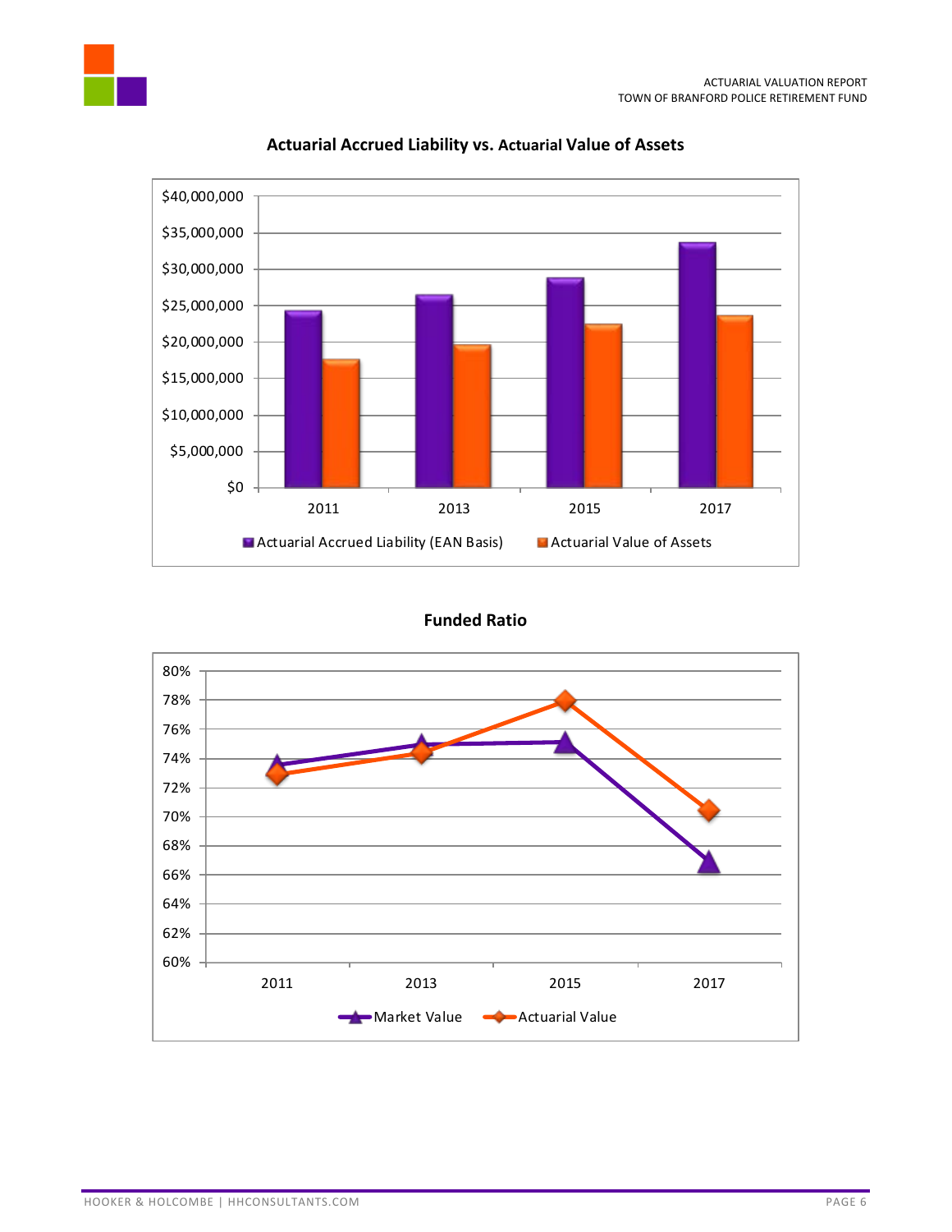## Actuarial Accrued Liability vs. Actuarial Value of Assets

## Funded Ratio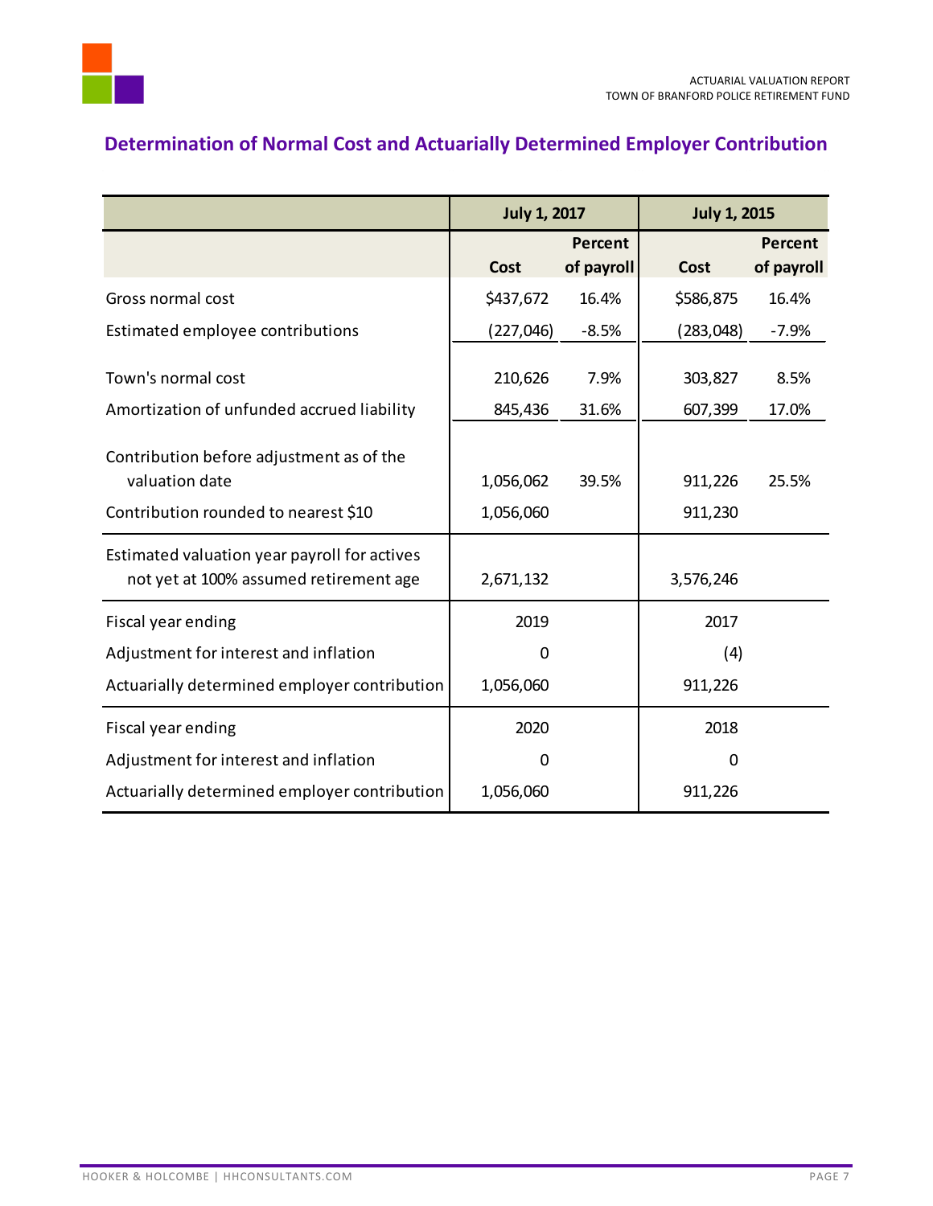## Determination of Normal Cost and Actuarially Determined Employer Contribution

| | July 1, 2017 | | July 1, 2015 | |
|---|---|---|---|---|
| | Cost | Percent of payroll | Cost | Percent of payroll |
| Gross normal cost | $437,672 | 16.4% | $586,875 | 16.4% |
| Estimated employee contributions | (227,046) | -8.5% | (283,048) | -7.9% |
| Town's normal cost | 210,626 | 7.9% | 303,827 | 8.5% |
| Amortization of unfunded accrued liability | 845,436 | 31.6% | 607,399 | 17.0% |
| Contribution before adjustment as of the valuation date | 1,056,062 | 39.5% | 911,226 | 25.5% |
| Contribution rounded to nearest $10 | 1,056,060 | | 911,230 | |
| Estimated valuation year payroll for actives not yet at 100% assumed retirement age | 2,671,132 | | 3,576,246 | |
| Fiscal year ending | 2019 | | 2017 | |
| Adjustment for interest and inflation | 0 | | (4) | |
| Actuarially determined employer contribution | 1,056,060 | | 911,226 | |
| Fiscal year ending | 2020 | | 2018 | |
| Adjustment for interest and inflation | 0 | | 0 | |
| Actuarially determined employer contribution | 1,056,060 | | 911,226 | |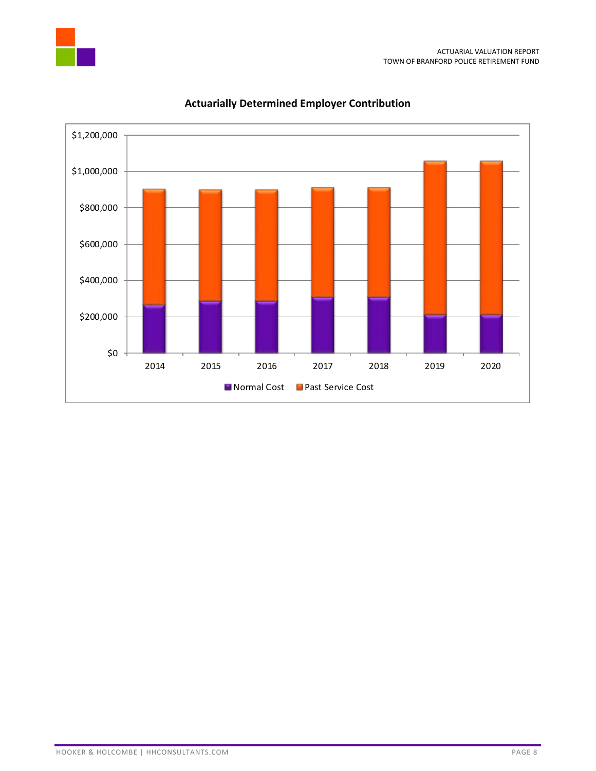**Actuarially Determined Employer Contribution**

$1,200,000
$1,000,000
$800,000
$600,000
$400,000
$200,000
$0

2014 2015 2016 2017 2018 2019 2020

Normal Cost Past Service Cost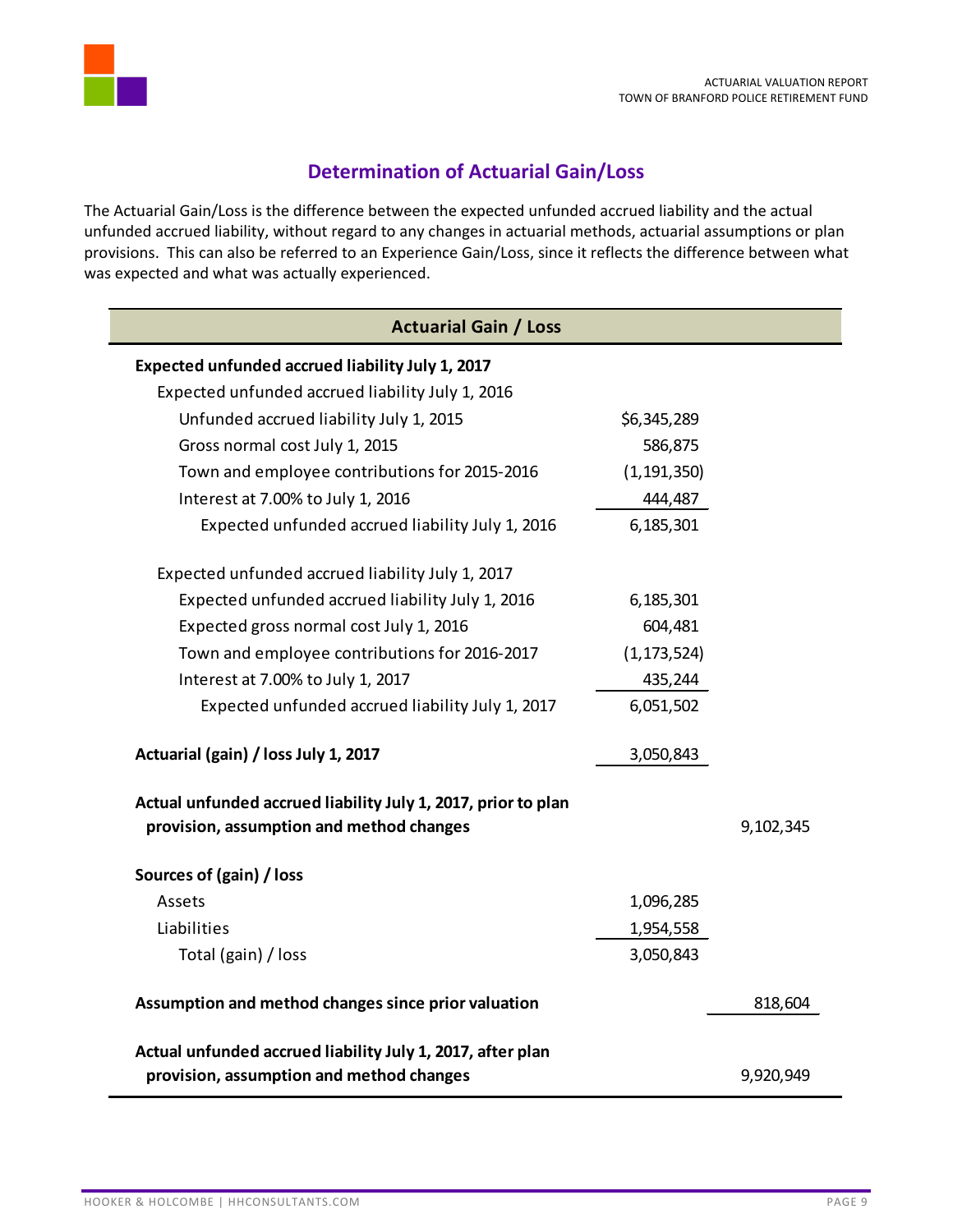## Determination of Actuarial Gain/Loss

The Actuarial Gain/Loss is the difference between the expected unfunded accrued liability and the actual unfunded accrued liability, without regard to any changes in actuarial methods, actuarial assumptions or plan provisions. This can also be referred to an Experience Gain/Loss, since it reflects the difference between what was expected and what was actually experienced.

| Actuarial Gain / Loss | | |
|---|---|---|
| **Expected unfunded accrued liability July 1, 2017** | | |
| Expected unfunded accrued liability July 1, 2016 | | |
| Unfunded accrued liability July 1, 2015 | $6,345,289 | |
| Gross normal cost July 1, 2015 | 586,875 | |
| Town and employee contributions for 2015-2016 | (1,191,350) | |
| Interest at 7.00% to July 1, 2016 | 444,487 | |
| Expected unfunded accrued liability July 1, 2016 | 6,185,301 | |
| Expected unfunded accrued liability July 1, 2017 | | |
| Expected unfunded accrued liability July 1, 2016 | 6,185,301 | |
| Expected gross normal cost July 1, 2016 | 604,481 | |
| Town and employee contributions for 2016-2017 | (1,173,524) | |
| Interest at 7.00% to July 1, 2017 | 435,244 | |
| Expected unfunded accrued liability July 1, 2017 | 6,051,502 | |
| **Actuarial (gain) / loss July 1, 2017** | 3,050,843 | |
| **Actual unfunded accrued liability July 1, 2017, prior to plan provision, assumption and method changes** | | 9,102,345 |
| **Sources of (gain) / loss** | | |
| Assets | 1,096,285 | |
| Liabilities | 1,954,558 | |
| Total (gain) / loss | 3,050,843 | |
| **Assumption and method changes since prior valuation** | | 818,604 |
| **Actual unfunded accrued liability July 1, 2017, after plan provision, assumption and method changes** | | 9,920,949 |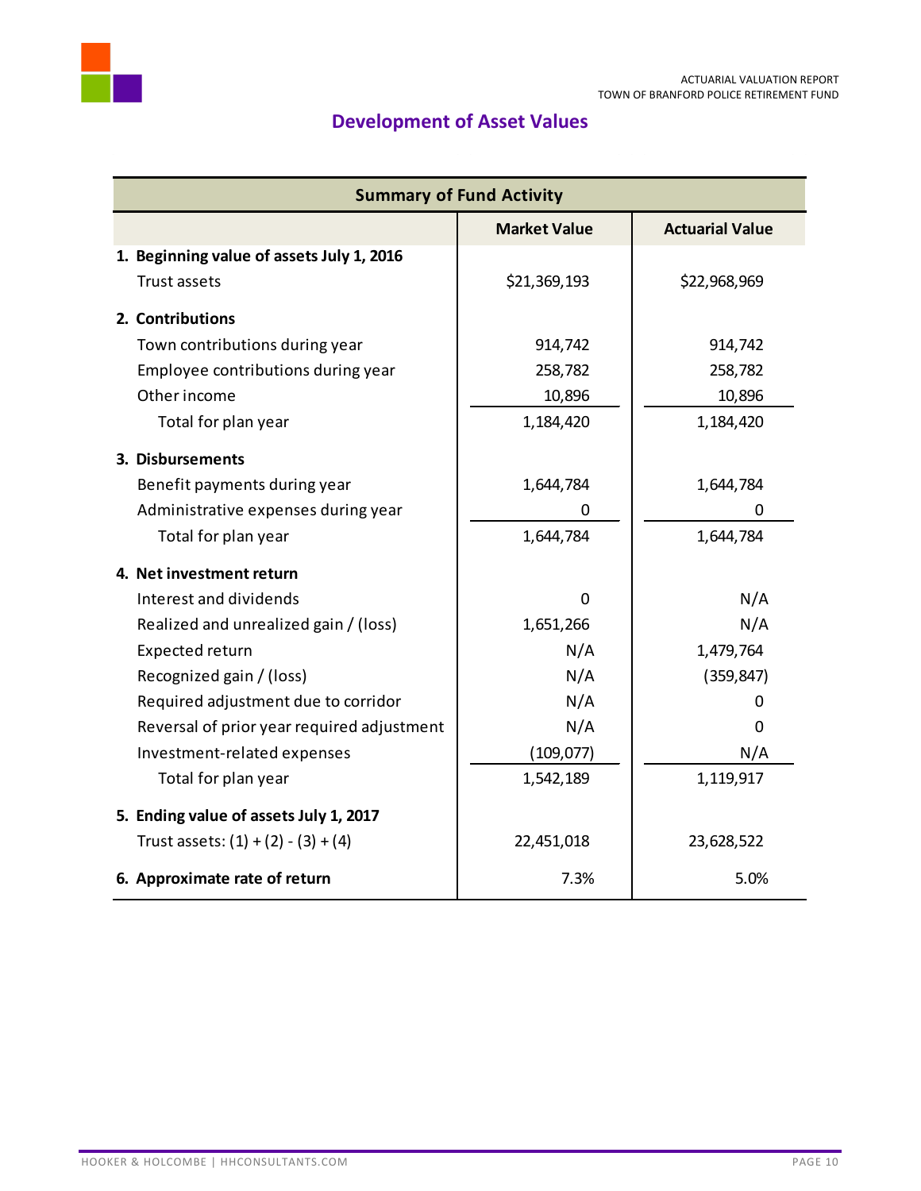## Development of Asset Values

| Summary of Fund Activity | | |
|---|---|---|
| | **Market Value** | **Actuarial Value** |
| **1. Beginning value of assets July 1, 2016** | | |
| Trust assets | $21,369,193 | $22,968,969 |
| **2. Contributions** | | |
| Town contributions during year | 914,742 | 914,742 |
| Employee contributions during year | 258,782 | 258,782 |
| Other income | 10,896 | 10,896 |
| Total for plan year | 1,184,420 | 1,184,420 |
| **3. Disbursements** | | |
| Benefit payments during year | 1,644,784 | 1,644,784 |
| Administrative expenses during year | 0 | 0 |
| Total for plan year | 1,644,784 | 1,644,784 |
| **4. Net investment return** | | |
| Interest and dividends | 0 | N/A |
| Realized and unrealized gain / (loss) | 1,651,266 | N/A |
| Expected return | N/A | 1,479,764 |
| Recognized gain / (loss) | N/A | (359,847) |
| Required adjustment due to corridor | N/A | 0 |
| Reversal of prior year required adjustment | N/A | 0 |
| Investment-related expenses | (109,077) | N/A |
| Total for plan year | 1,542,189 | 1,119,917 |
| **5. Ending value of assets July 1, 2017** | | |
| Trust assets: (1) + (2) - (3) + (4) | 22,451,018 | 23,628,522 |
| **6. Approximate rate of return** | 7.3% | 5.0% |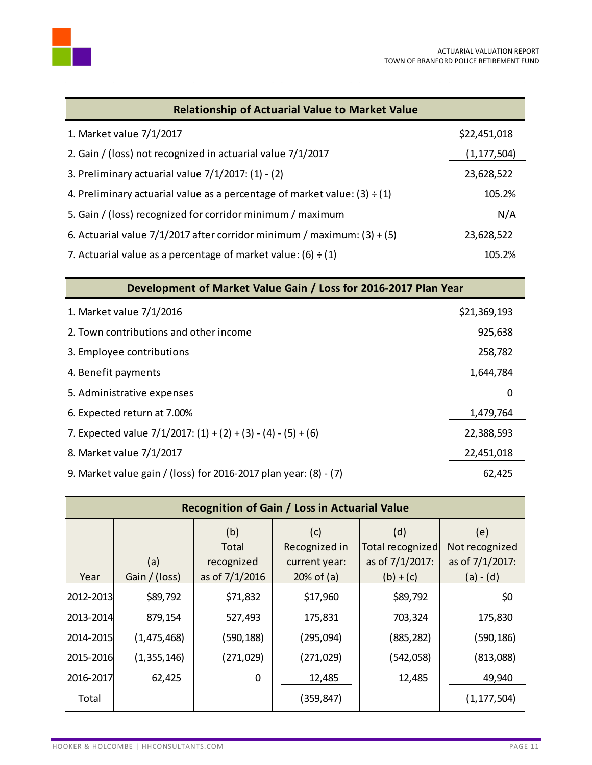## Relationship of Actuarial Value to Market Value

| | |
|---|---|
| 1. Market value 7/1/2017 | $22,451,018 |
| 2. Gain / (loss) not recognized in actuarial value 7/1/2017 | (1,177,504) |
| 3. Preliminary actuarial value 7/1/2017: (1) - (2) | 23,628,522 |
| 4. Preliminary actuarial value as a percentage of market value: (3) ÷ (1) | 105.2% |
| 5. Gain / (loss) recognized for corridor minimum / maximum | N/A |
| 6. Actuarial value 7/1/2017 after corridor minimum / maximum: (3) + (5) | 23,628,522 |
| 7. Actuarial value as a percentage of market value: (6) ÷ (1) | 105.2% |

## Development of Market Value Gain / Loss for 2016-2017 Plan Year

| | |
|---|---|
| 1. Market value 7/1/2016 | $21,369,193 |
| 2. Town contributions and other income | 925,638 |
| 3. Employee contributions | 258,782 |
| 4. Benefit payments | 1,644,784 |
| 5. Administrative expenses | 0 |
| 6. Expected return at 7.00% | 1,479,764 |
| 7. Expected value 7/1/2017: (1) + (2) + (3) - (4) - (5) + (6) | 22,388,593 |
| 8. Market value 7/1/2017 | 22,451,018 |
| 9. Market value gain / (loss) for 2016-2017 plan year: (8) - (7) | 62,425 |

## Recognition of Gain / Loss in Actuarial Value

| Year | (a) Gain / (loss) | (b) Total recognized as of 7/1/2016 | (c) Recognized in current year: 20% of (a) | (d) Total recognized as of 7/1/2017: (b) + (c) | (e) Not recognized as of 7/1/2017: (a) - (d) |
|---|---|---|---|---|---|
| 2012-2013 | $89,792 | $71,832 | $17,960 | $89,792 | $0 |
| 2013-2014 | 879,154 | 527,493 | 175,831 | 703,324 | 175,830 |
| 2014-2015 | (1,475,468) | (590,188) | (295,094) | (885,282) | (590,186) |
| 2015-2016 | (1,355,146) | (271,029) | (271,029) | (542,058) | (813,088) |
| 2016-2017 | 62,425 | 0 | 12,485 | 12,485 | 49,940 |
| Total | | | (359,847) | | (1,177,504) |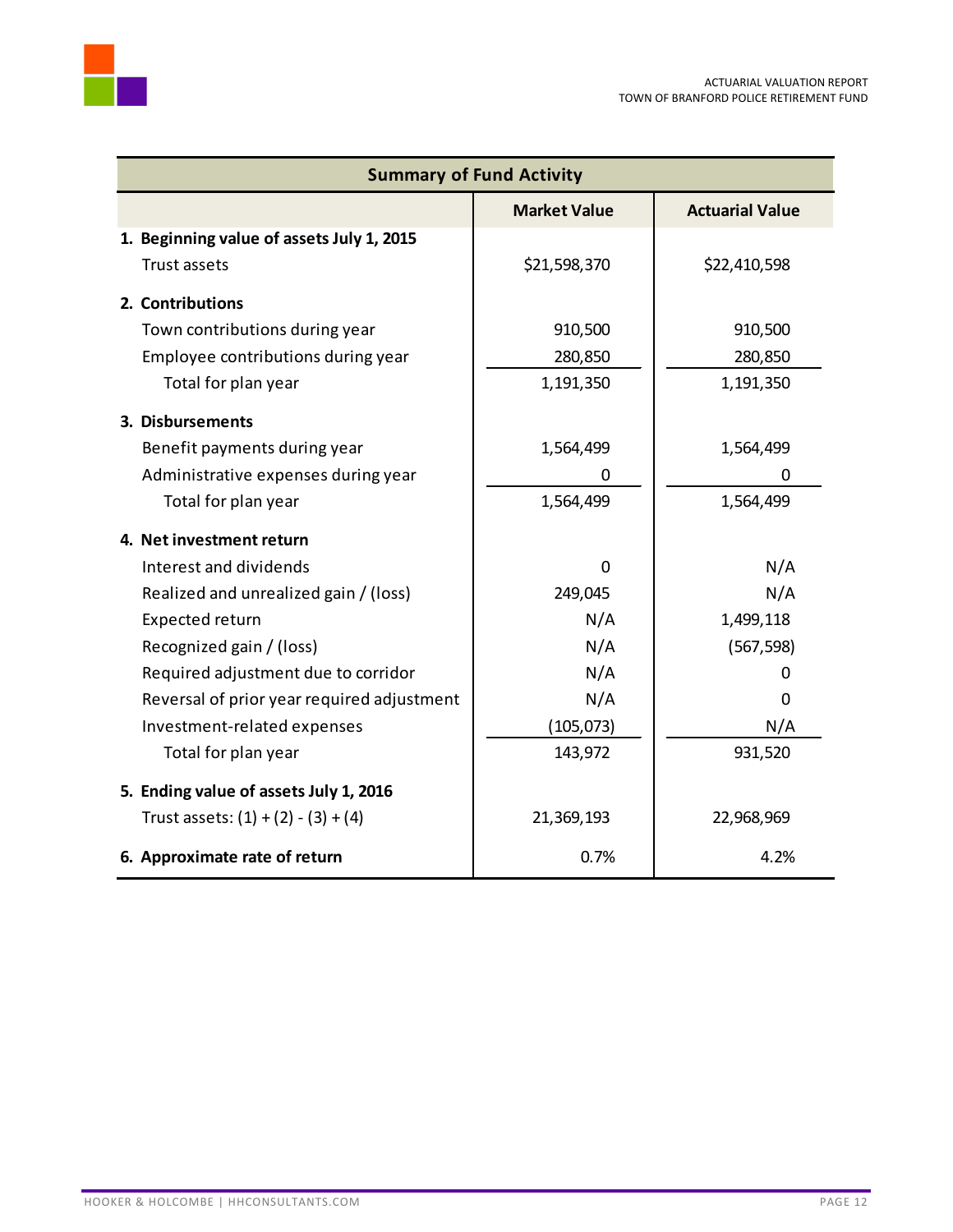| Summary of Fund Activity | | |
|---|---|---|
| | **Market Value** | **Actuarial Value** |
| **1. Beginning value of assets July 1, 2015** | | |
| Trust assets | $21,598,370 | $22,410,598 |
| **2. Contributions** | | |
| Town contributions during year | 910,500 | 910,500 |
| Employee contributions during year | 280,850 | 280,850 |
| Total for plan year | 1,191,350 | 1,191,350 |
| **3. Disbursements** | | |
| Benefit payments during year | 1,564,499 | 1,564,499 |
| Administrative expenses during year | 0 | 0 |
| Total for plan year | 1,564,499 | 1,564,499 |
| **4. Net investment return** | | |
| Interest and dividends | 0 | N/A |
| Realized and unrealized gain / (loss) | 249,045 | N/A |
| Expected return | N/A | 1,499,118 |
| Recognized gain / (loss) | N/A | (567,598) |
| Required adjustment due to corridor | N/A | 0 |
| Reversal of prior year required adjustment | N/A | 0 |
| Investment-related expenses | (105,073) | N/A |
| Total for plan year | 143,972 | 931,520 |
| **5. Ending value of assets July 1, 2016** | | |
| Trust assets: (1) + (2) - (3) + (4) | 21,369,193 | 22,968,969 |
| **6. Approximate rate of return** | 0.7% | 4.2% |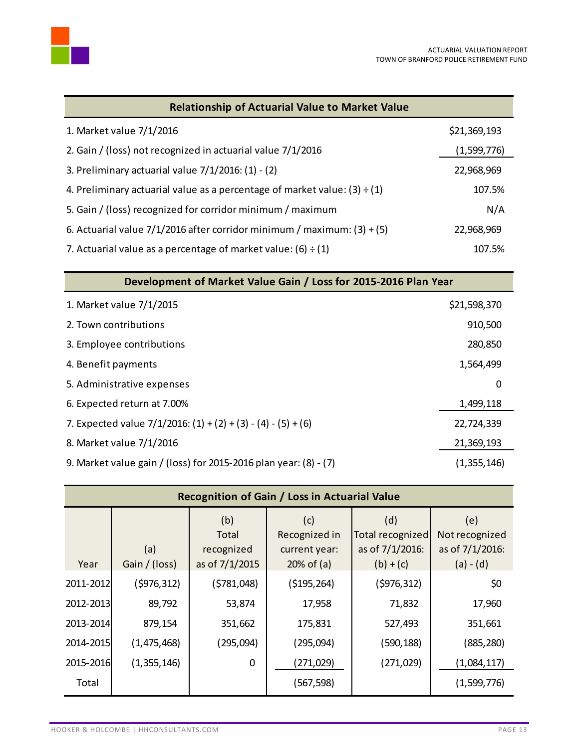| Relationship of Actuarial Value to Market Value | |
|---|---|
| 1. Market value 7/1/2016 | $21,369,193 |
| 2. Gain / (loss) not recognized in actuarial value 7/1/2016 | (1,599,776) |
| 3. Preliminary actuarial value 7/1/2016: (1) - (2) | 22,968,969 |
| 4. Preliminary actuarial value as a percentage of market value: (3) ÷ (1) | 107.5% |
| 5. Gain / (loss) recognized for corridor minimum / maximum | N/A |
| 6. Actuarial value 7/1/2016 after corridor minimum / maximum: (3) + (5) | 22,968,969 |
| 7. Actuarial value as a percentage of market value: (6) ÷ (1) | 107.5% |

| Development of Market Value Gain / Loss for 2015-2016 Plan Year | |
|---|---|
| 1. Market value 7/1/2015 | $21,598,370 |
| 2. Town contributions | 910,500 |
| 3. Employee contributions | 280,850 |
| 4. Benefit payments | 1,564,499 |
| 5. Administrative expenses | 0 |
| 6. Expected return at 7.00% | 1,499,118 |
| 7. Expected value 7/1/2016: (1) + (2) + (3) - (4) - (5) + (6) | 22,724,339 |
| 8. Market value 7/1/2016 | 21,369,193 |
| 9. Market value gain / (loss) for 2015-2016 plan year: (8) - (7) | (1,355,146) |

**Recognition of Gain / Loss in Actuarial Value**

| Year | (a) Gain / (loss) | (b) Total recognized as of 7/1/2015 | (c) Recognized in current year: 20% of (a) | (d) Total recognized as of 7/1/2016: (b) + (c) | (e) Not recognized as of 7/1/2016: (a) - (d) |
|---|---|---|---|---|---|
| 2011-2012 | ($976,312) | ($781,048) | ($195,264) | ($976,312) | $0 |
| 2012-2013 | 89,792 | 53,874 | 17,958 | 71,832 | 17,960 |
| 2013-2014 | 879,154 | 351,662 | 175,831 | 527,493 | 351,661 |
| 2014-2015 | (1,475,468) | (295,094) | (295,094) | (590,188) | (885,280) |
| 2015-2016 | (1,355,146) | 0 | (271,029) | (271,029) | (1,084,117) |
| Total | | | (567,598) | | (1,599,776) |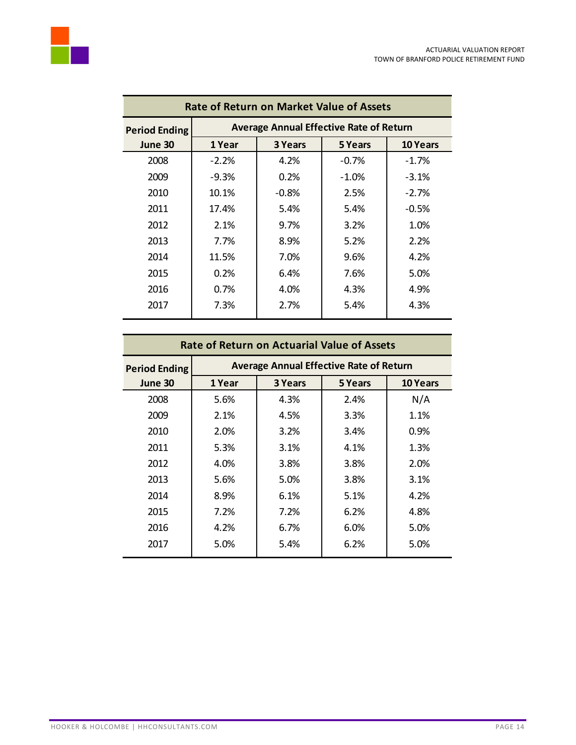| Rate of Return on Market Value of Assets | | | | |
|---|---|---|---|---|
| Period Ending | Average Annual Effective Rate of Return | | | |
| June 30 | 1 Year | 3 Years | 5 Years | 10 Years |
| 2008 | -2.2% | 4.2% | -0.7% | -1.7% |
| 2009 | -9.3% | 0.2% | -1.0% | -3.1% |
| 2010 | 10.1% | -0.8% | 2.5% | -2.7% |
| 2011 | 17.4% | 5.4% | 5.4% | -0.5% |
| 2012 | 2.1% | 9.7% | 3.2% | 1.0% |
| 2013 | 7.7% | 8.9% | 5.2% | 2.2% |
| 2014 | 11.5% | 7.0% | 9.6% | 4.2% |
| 2015 | 0.2% | 6.4% | 7.6% | 5.0% |
| 2016 | 0.7% | 4.0% | 4.3% | 4.9% |
| 2017 | 7.3% | 2.7% | 5.4% | 4.3% |

| Rate of Return on Actuarial Value of Assets | | | | |
|---|---|---|---|---|
| Period Ending | Average Annual Effective Rate of Return | | | |
| June 30 | 1 Year | 3 Years | 5 Years | 10 Years |
| 2008 | 5.6% | 4.3% | 2.4% | N/A |
| 2009 | 2.1% | 4.5% | 3.3% | 1.1% |
| 2010 | 2.0% | 3.2% | 3.4% | 0.9% |
| 2011 | 5.3% | 3.1% | 4.1% | 1.3% |
| 2012 | 4.0% | 3.8% | 3.8% | 2.0% |
| 2013 | 5.6% | 5.0% | 3.8% | 3.1% |
| 2014 | 8.9% | 6.1% | 5.1% | 4.2% |
| 2015 | 7.2% | 7.2% | 6.2% | 4.8% |
| 2016 | 4.2% | 6.7% | 6.0% | 5.0% |
| 2017 | 5.0% | 5.4% | 6.2% | 5.0% |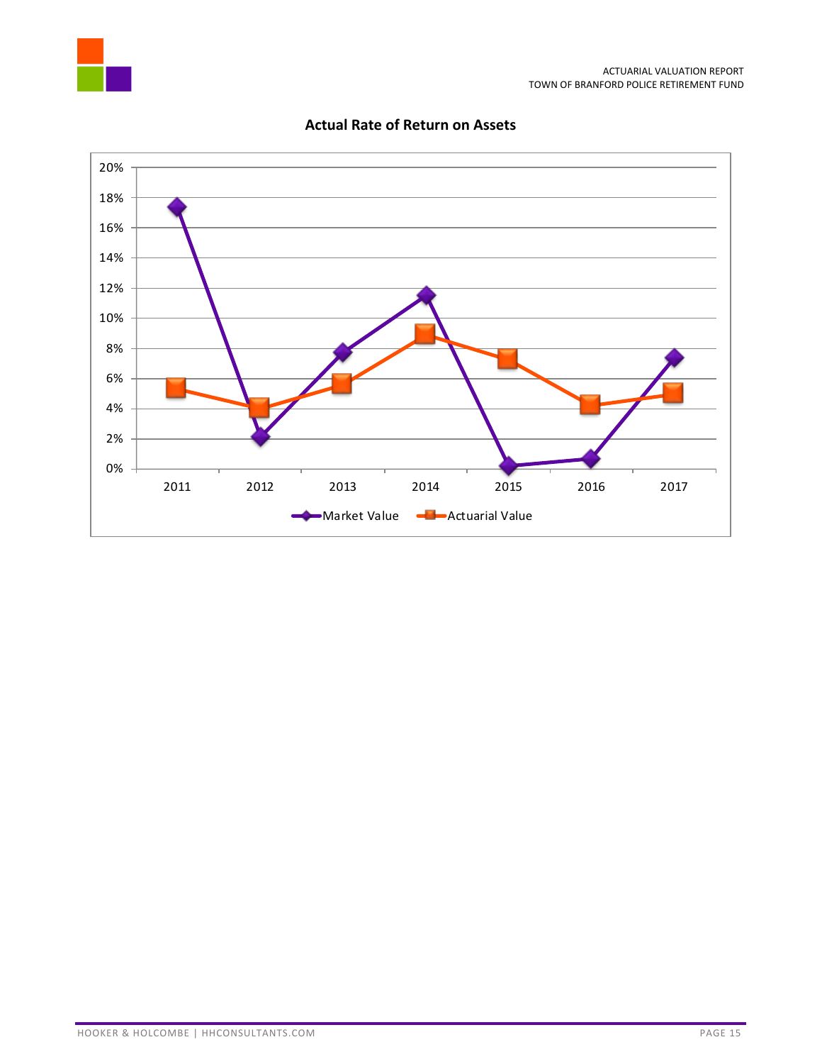**Actual Rate of Return on Assets**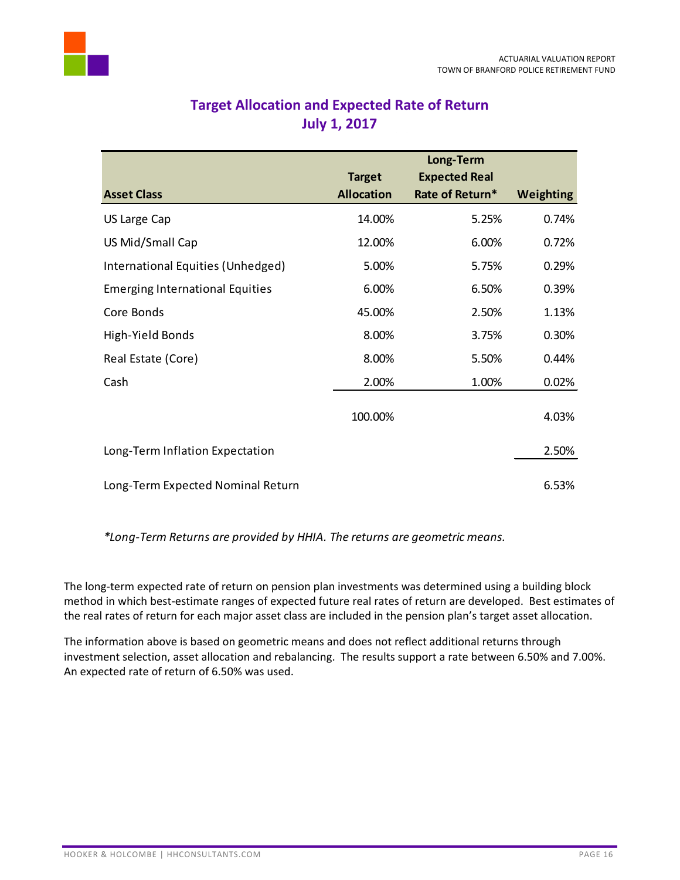## Target Allocation and Expected Rate of Return July 1, 2017

| Asset Class | Target Allocation | Long-Term Expected Real Rate of Return* | Weighting |
|---|---|---|---|
| US Large Cap | 14.00% | 5.25% | 0.74% |
| US Mid/Small Cap | 12.00% | 6.00% | 0.72% |
| International Equities (Unhedged) | 5.00% | 5.75% | 0.29% |
| Emerging International Equities | 6.00% | 6.50% | 0.39% |
| Core Bonds | 45.00% | 2.50% | 1.13% |
| High-Yield Bonds | 8.00% | 3.75% | 0.30% |
| Real Estate (Core) | 8.00% | 5.50% | 0.44% |
| Cash | 2.00% | 1.00% | 0.02% |
| | 100.00% | | 4.03% |
| Long-Term Inflation Expectation | | | 2.50% |
| Long-Term Expected Nominal Return | | | 6.53% |

*\*Long-Term Returns are provided by HHIA. The returns are geometric means.*

The long-term expected rate of return on pension plan investments was determined using a building block method in which best-estimate ranges of expected future real rates of return are developed. Best estimates of the real rates of return for each major asset class are included in the pension plan's target asset allocation.

The information above is based on geometric means and does not reflect additional returns through investment selection, asset allocation and rebalancing. The results support a rate between 6.50% and 7.00%. An expected rate of return of 6.50% was used.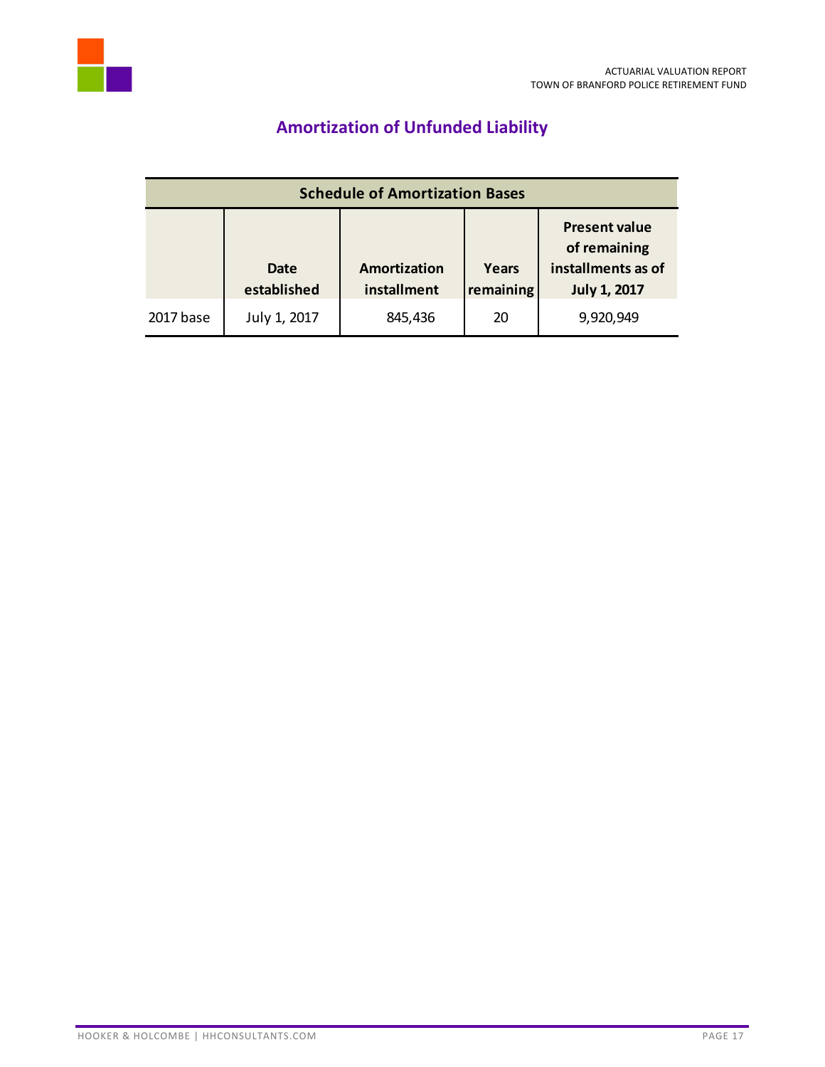## Amortization of Unfunded Liability

| Schedule of Amortization Bases | | | | |
|---|---|---|---|---|
| | **Date established** | **Amortization installment** | **Years remaining** | **Present value of remaining installments as of July 1, 2017** |
| 2017 base | July 1, 2017 | 845,436 | 20 | 9,920,949 |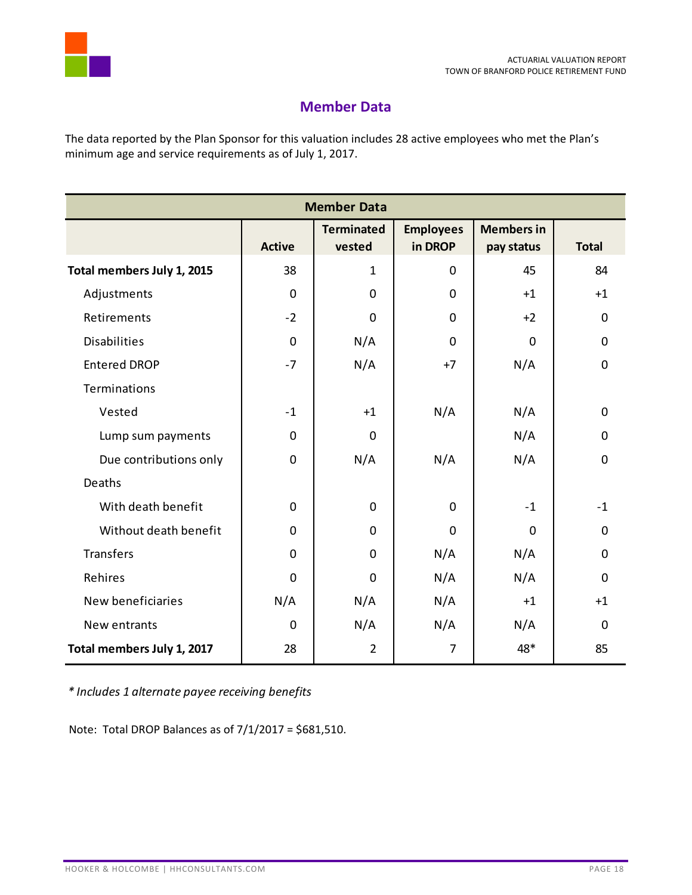## Member Data

The data reported by the Plan Sponsor for this valuation includes 28 active employees who met the Plan's minimum age and service requirements as of July 1, 2017.

| Member Data | | | | | |
|---|---|---|---|---|---|
| | Active | Terminated vested | Employees in DROP | Members in pay status | Total |
| **Total members July 1, 2015** | 38 | 1 | 0 | 45 | 84 |
| Adjustments | 0 | 0 | 0 | +1 | +1 |
| Retirements | -2 | 0 | 0 | +2 | 0 |
| Disabilities | 0 | N/A | 0 | 0 | 0 |
| Entered DROP | -7 | N/A | +7 | N/A | 0 |
| Terminations | | | | | |
| Vested | -1 | +1 | N/A | N/A | 0 |
| Lump sum payments | 0 | 0 | | N/A | 0 |
| Due contributions only | 0 | N/A | N/A | N/A | 0 |
| Deaths | | | | | |
| With death benefit | 0 | 0 | 0 | -1 | -1 |
| Without death benefit | 0 | 0 | 0 | 0 | 0 |
| Transfers | 0 | 0 | N/A | N/A | 0 |
| Rehires | 0 | 0 | N/A | N/A | 0 |
| New beneficiaries | N/A | N/A | N/A | +1 | +1 |
| New entrants | 0 | N/A | N/A | N/A | 0 |
| **Total members July 1, 2017** | 28 | 2 | 7 | 48* | 85 |

*\* Includes 1 alternate payee receiving benefits*

Note: Total DROP Balances as of 7/1/2017 = $681,510.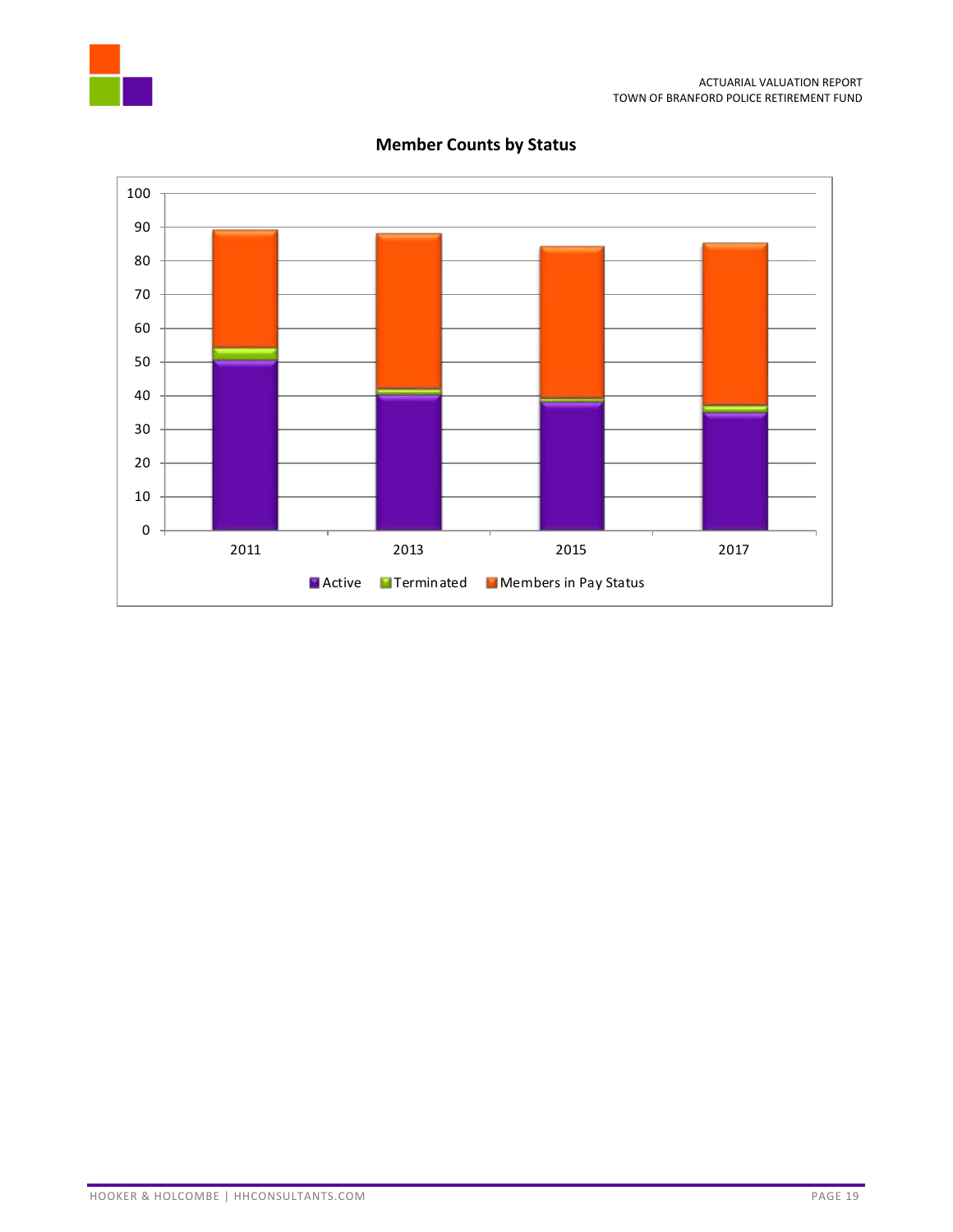**Member Counts by Status**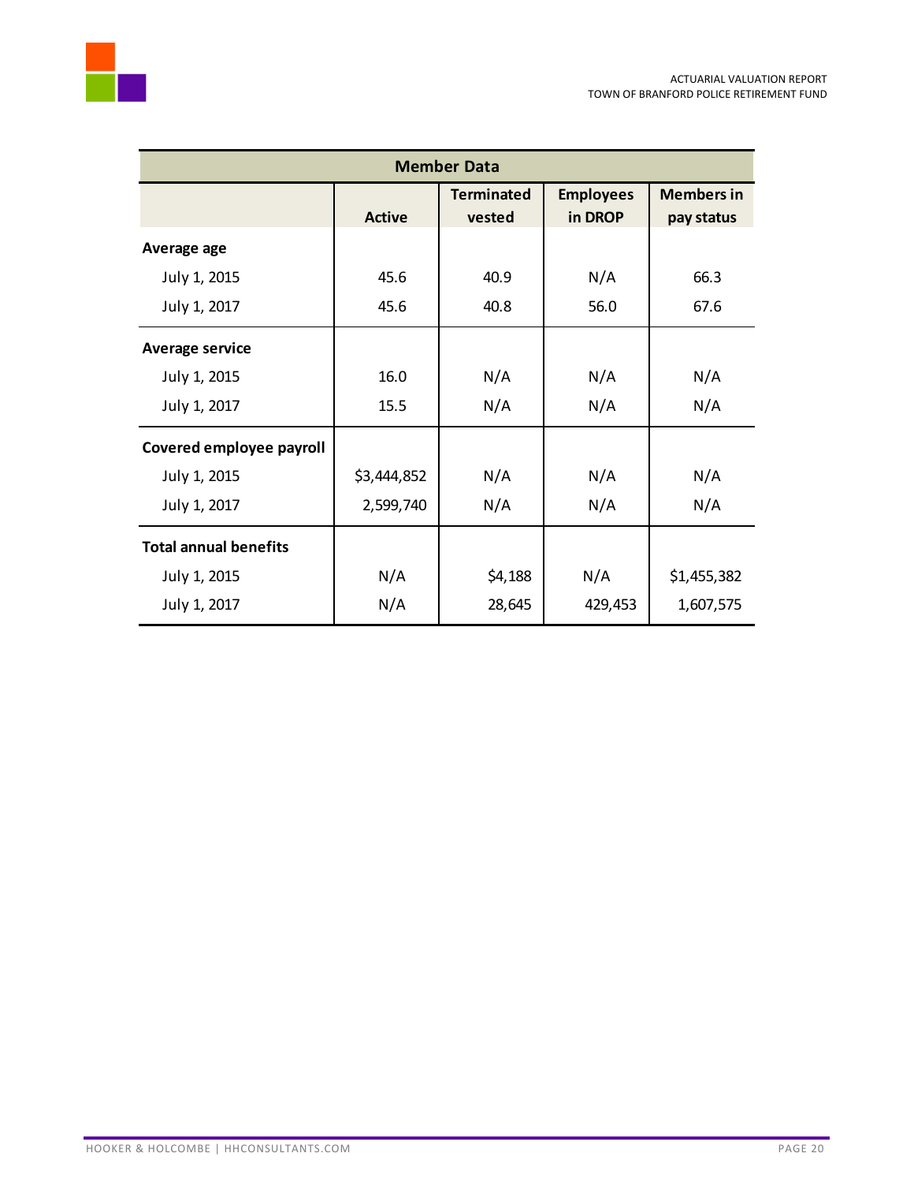| Member Data | | | | |
|---|---|---|---|---|
| | **Active** | **Terminated vested** | **Employees in DROP** | **Members in pay status** |
| **Average age** | | | | |
| July 1, 2015 | 45.6 | 40.9 | N/A | 66.3 |
| July 1, 2017 | 45.6 | 40.8 | 56.0 | 67.6 |
| **Average service** | | | | |
| July 1, 2015 | 16.0 | N/A | N/A | N/A |
| July 1, 2017 | 15.5 | N/A | N/A | N/A |
| **Covered employee payroll** | | | | |
| July 1, 2015 | $3,444,852 | N/A | N/A | N/A |
| July 1, 2017 | 2,599,740 | N/A | N/A | N/A |
| **Total annual benefits** | | | | |
| July 1, 2015 | N/A | $4,188 | N/A | $1,455,382 |
| July 1, 2017 | N/A | 28,645 | 429,453 | 1,607,575 |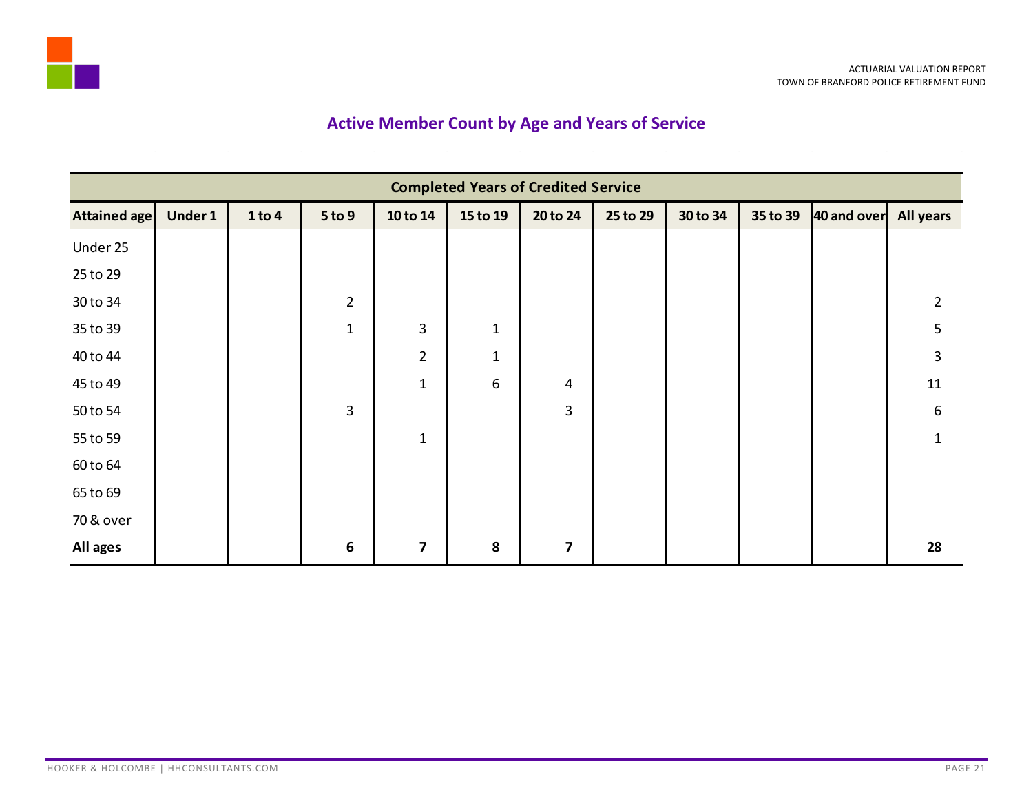## Active Member Count by Age and Years of Service

| Completed Years of Credited Service | | | | | | | | | | | |
|---|---|---|---|---|---|---|---|---|---|---|---|
| **Attained age** | **Under 1** | **1 to 4** | **5 to 9** | **10 to 14** | **15 to 19** | **20 to 24** | **25 to 29** | **30 to 34** | **35 to 39** | **40 and over** | **All years** |
| Under 25 | | | | | | | | | | | |
| 25 to 29 | | | | | | | | | | | |
| 30 to 34 | | | 2 | | | | | | | | 2 |
| 35 to 39 | | | 1 | 3 | 1 | | | | | | 5 |
| 40 to 44 | | | | 2 | 1 | | | | | | 3 |
| 45 to 49 | | | | 1 | 6 | 4 | | | | | 11 |
| 50 to 54 | | | 3 | | | 3 | | | | | 6 |
| 55 to 59 | | | | 1 | | | | | | | 1 |
| 60 to 64 | | | | | | | | | | | |
| 65 to 69 | | | | | | | | | | | |
| 70 & over | | | | | | | | | | | |
| **All ages** | | | **6** | **7** | **8** | **7** | | | | | **28** |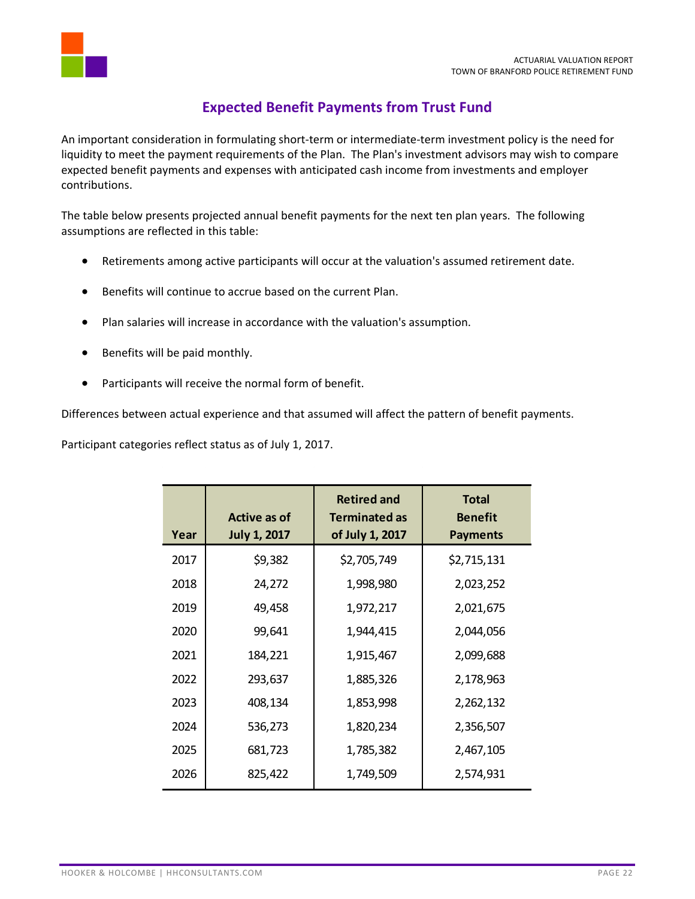## Expected Benefit Payments from Trust Fund

An important consideration in formulating short-term or intermediate-term investment policy is the need for liquidity to meet the payment requirements of the Plan. The Plan's investment advisors may wish to compare expected benefit payments and expenses with anticipated cash income from investments and employer contributions.

The table below presents projected annual benefit payments for the next ten plan years. The following assumptions are reflected in this table:

- Retirements among active participants will occur at the valuation's assumed retirement date.
- Benefits will continue to accrue based on the current Plan.
- Plan salaries will increase in accordance with the valuation's assumption.
- Benefits will be paid monthly.
- Participants will receive the normal form of benefit.

Differences between actual experience and that assumed will affect the pattern of benefit payments.

Participant categories reflect status as of July 1, 2017.

| Year | Active as of July 1, 2017 | Retired and Terminated as of July 1, 2017 | Total Benefit Payments |
|---|---|---|---|
| 2017 | $9,382 | $2,705,749 | $2,715,131 |
| 2018 | 24,272 | 1,998,980 | 2,023,252 |
| 2019 | 49,458 | 1,972,217 | 2,021,675 |
| 2020 | 99,641 | 1,944,415 | 2,044,056 |
| 2021 | 184,221 | 1,915,467 | 2,099,688 |
| 2022 | 293,637 | 1,885,326 | 2,178,963 |
| 2023 | 408,134 | 1,853,998 | 2,262,132 |
| 2024 | 536,273 | 1,820,234 | 2,356,507 |
| 2025 | 681,723 | 1,785,382 | 2,467,105 |
| 2026 | 825,422 | 1,749,509 | 2,574,931 |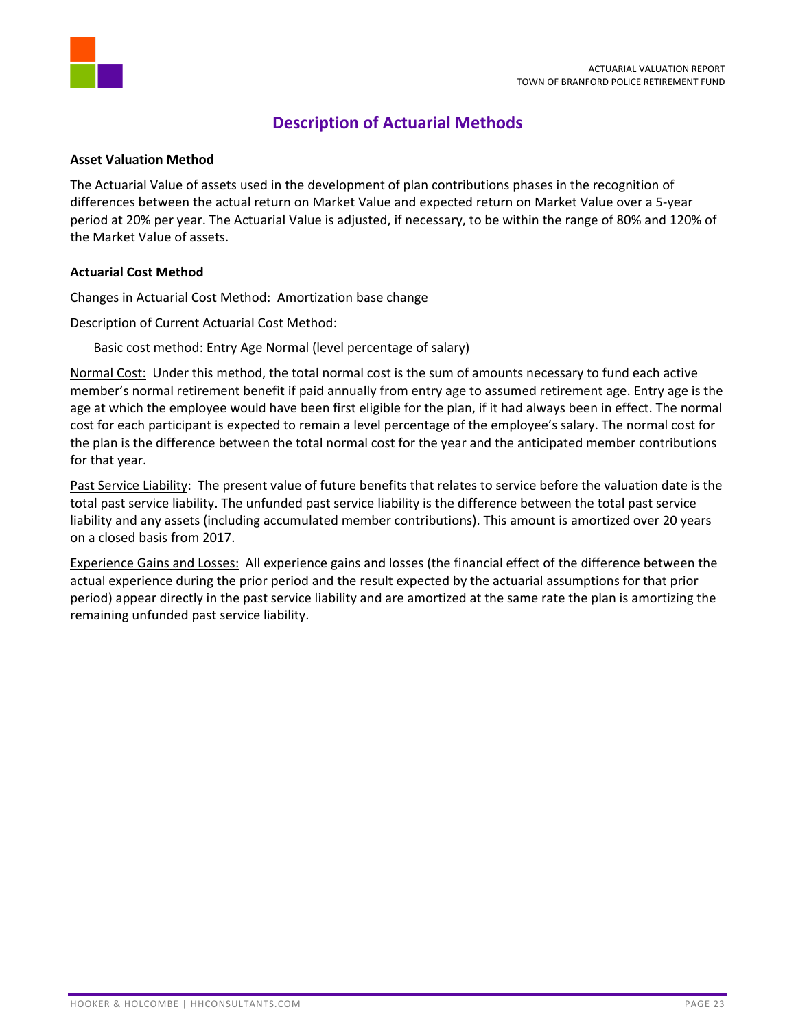# Description of Actuarial Methods

**Asset Valuation Method**

The Actuarial Value of assets used in the development of plan contributions phases in the recognition of differences between the actual return on Market Value and expected return on Market Value over a 5-year period at 20% per year. The Actuarial Value is adjusted, if necessary, to be within the range of 80% and 120% of the Market Value of assets.

**Actuarial Cost Method**

Changes in Actuarial Cost Method: Amortization base change

Description of Current Actuarial Cost Method:

Basic cost method: Entry Age Normal (level percentage of salary)

Normal Cost: Under this method, the total normal cost is the sum of amounts necessary to fund each active member's normal retirement benefit if paid annually from entry age to assumed retirement age. Entry age is the age at which the employee would have been first eligible for the plan, if it had always been in effect. The normal cost for each participant is expected to remain a level percentage of the employee's salary. The normal cost for the plan is the difference between the total normal cost for the year and the anticipated member contributions for that year.

Past Service Liability: The present value of future benefits that relates to service before the valuation date is the total past service liability. The unfunded past service liability is the difference between the total past service liability and any assets (including accumulated member contributions). This amount is amortized over 20 years on a closed basis from 2017.

Experience Gains and Losses: All experience gains and losses (the financial effect of the difference between the actual experience during the prior period and the result expected by the actuarial assumptions for that prior period) appear directly in the past service liability and are amortized at the same rate the plan is amortizing the remaining unfunded past service liability.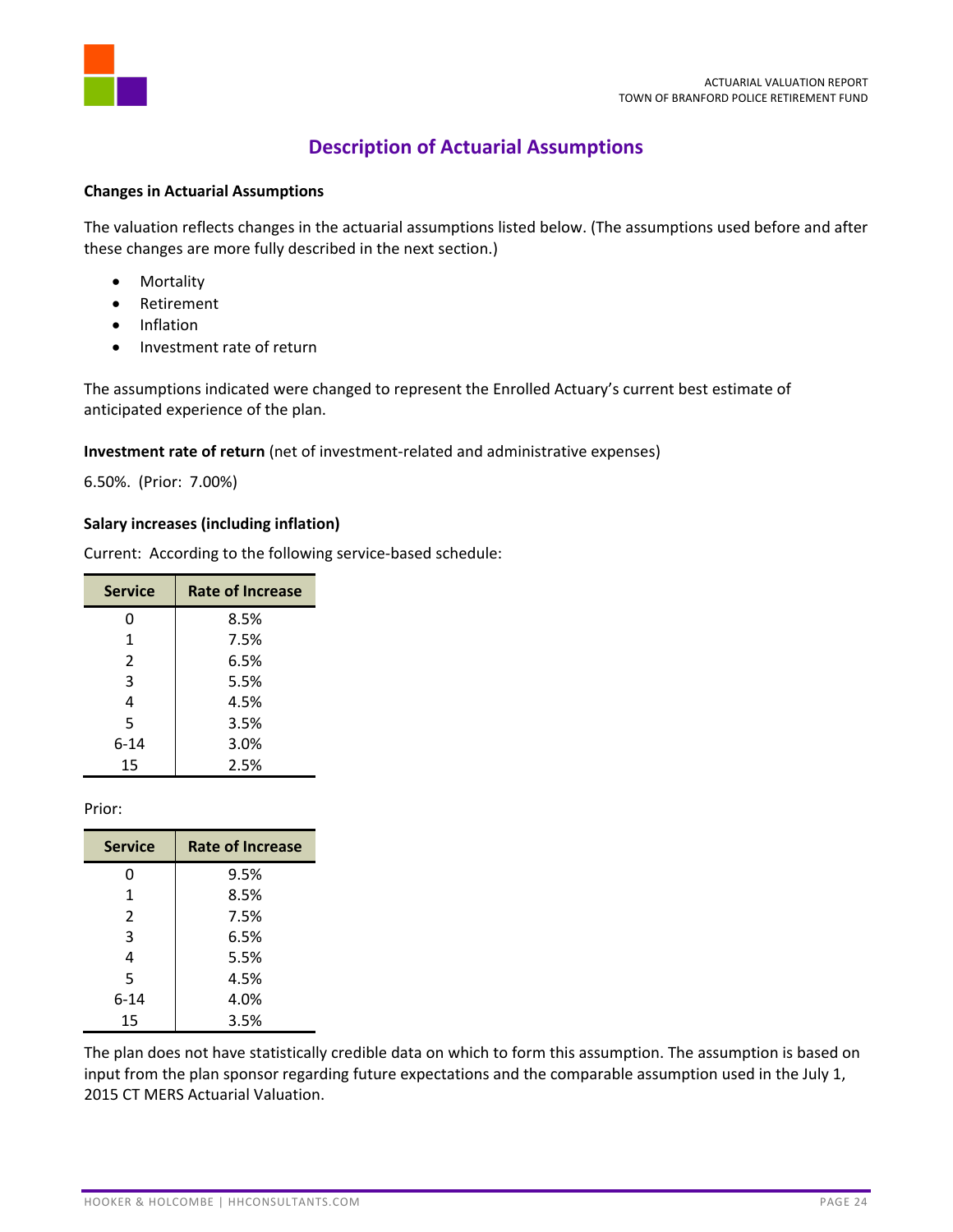# Description of Actuarial Assumptions

**Changes in Actuarial Assumptions**

The valuation reflects changes in the actuarial assumptions listed below. (The assumptions used before and after these changes are more fully described in the next section.)

- Mortality
- Retirement
- Inflation
- Investment rate of return

The assumptions indicated were changed to represent the Enrolled Actuary's current best estimate of anticipated experience of the plan.

**Investment rate of return** (net of investment-related and administrative expenses)

6.50%. (Prior: 7.00%)

**Salary increases (including inflation)**

Current: According to the following service-based schedule:

| Service | Rate of Increase |
|---|---|
| 0 | 8.5% |
| 1 | 7.5% |
| 2 | 6.5% |
| 3 | 5.5% |
| 4 | 4.5% |
| 5 | 3.5% |
| 6-14 | 3.0% |
| 15 | 2.5% |

Prior:

| Service | Rate of Increase |
|---|---|
| 0 | 9.5% |
| 1 | 8.5% |
| 2 | 7.5% |
| 3 | 6.5% |
| 4 | 5.5% |
| 5 | 4.5% |
| 6-14 | 4.0% |
| 15 | 3.5% |

The plan does not have statistically credible data on which to form this assumption. The assumption is based on input from the plan sponsor regarding future expectations and the comparable assumption used in the July 1, 2015 CT MERS Actuarial Valuation.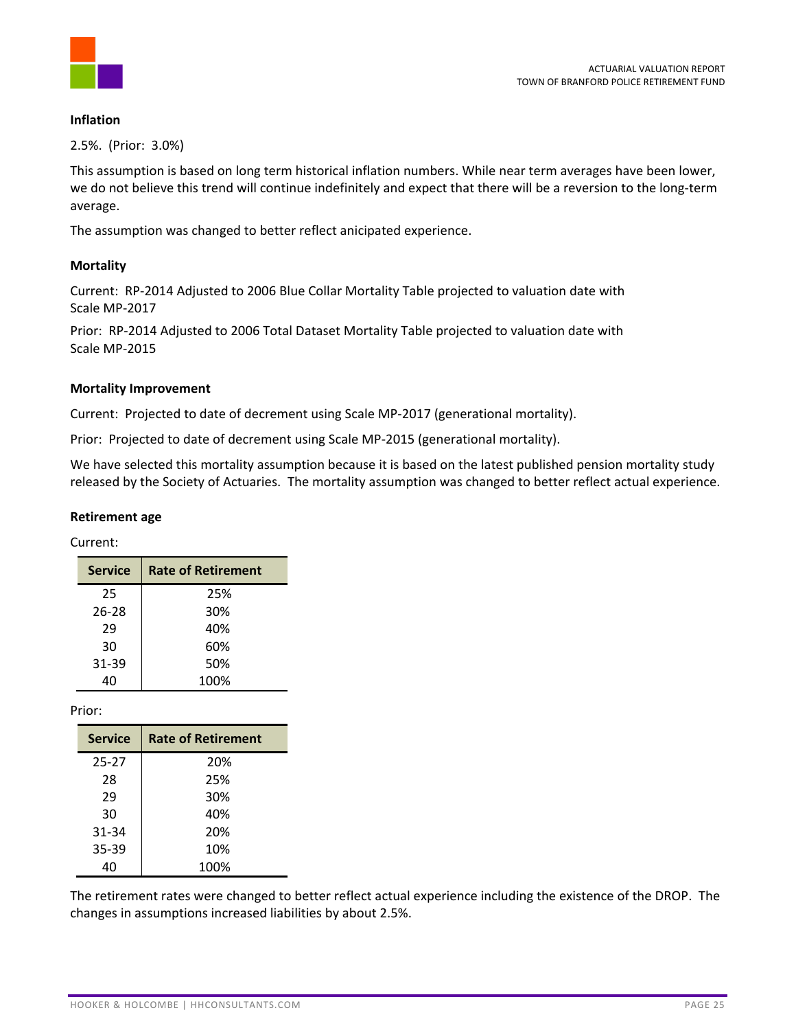**Inflation**

2.5%. (Prior: 3.0%)

This assumption is based on long term historical inflation numbers. While near term averages have been lower, we do not believe this trend will continue indefinitely and expect that there will be a reversion to the long-term average.

The assumption was changed to better reflect anicipated experience.

**Mortality**

Current: RP-2014 Adjusted to 2006 Blue Collar Mortality Table projected to valuation date with Scale MP-2017

Prior: RP-2014 Adjusted to 2006 Total Dataset Mortality Table projected to valuation date with Scale MP-2015

**Mortality Improvement**

Current: Projected to date of decrement using Scale MP-2017 (generational mortality).

Prior: Projected to date of decrement using Scale MP-2015 (generational mortality).

We have selected this mortality assumption because it is based on the latest published pension mortality study released by the Society of Actuaries. The mortality assumption was changed to better reflect actual experience.

**Retirement age**

Current:

| Service | Rate of Retirement |
|---|---|
| 25 | 25% |
| 26-28 | 30% |
| 29 | 40% |
| 30 | 60% |
| 31-39 | 50% |
| 40 | 100% |

Prior:

| Service | Rate of Retirement |
|---|---|
| 25-27 | 20% |
| 28 | 25% |
| 29 | 30% |
| 30 | 40% |
| 31-34 | 20% |
| 35-39 | 10% |
| 40 | 100% |

The retirement rates were changed to better reflect actual experience including the existence of the DROP. The changes in assumptions increased liabilities by about 2.5%.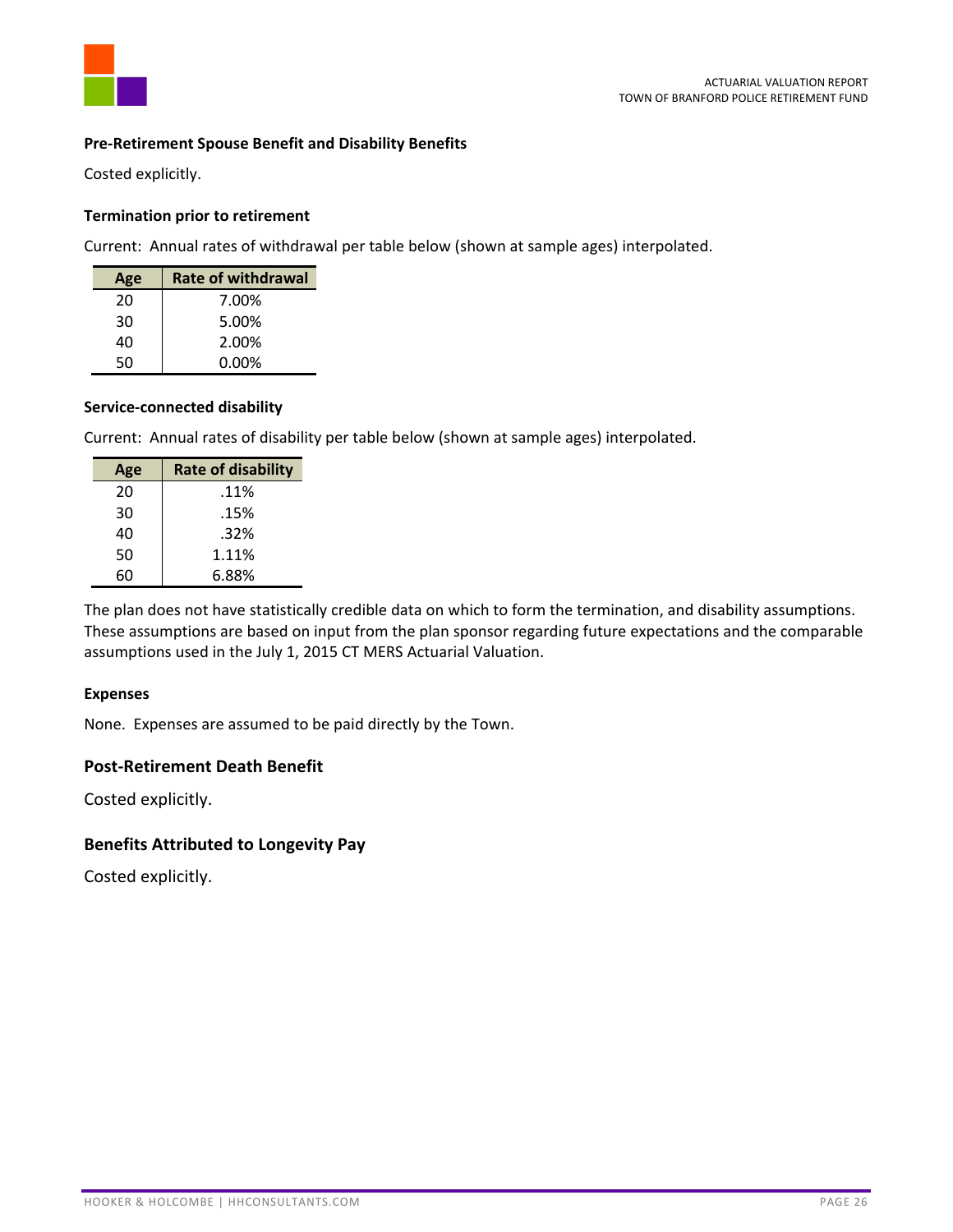**Pre-Retirement Spouse Benefit and Disability Benefits**

Costed explicitly.

**Termination prior to retirement**

Current: Annual rates of withdrawal per table below (shown at sample ages) interpolated.

| Age | Rate of withdrawal |
|---|---|
| 20 | 7.00% |
| 30 | 5.00% |
| 40 | 2.00% |
| 50 | 0.00% |

**Service-connected disability**

Current: Annual rates of disability per table below (shown at sample ages) interpolated.

| Age | Rate of disability |
|---|---|
| 20 | .11% |
| 30 | .15% |
| 40 | .32% |
| 50 | 1.11% |
| 60 | 6.88% |

The plan does not have statistically credible data on which to form the termination, and disability assumptions. These assumptions are based on input from the plan sponsor regarding future expectations and the comparable assumptions used in the July 1, 2015 CT MERS Actuarial Valuation.

**Expenses**

None. Expenses are assumed to be paid directly by the Town.

**Post-Retirement Death Benefit**

Costed explicitly.

**Benefits Attributed to Longevity Pay**

Costed explicitly.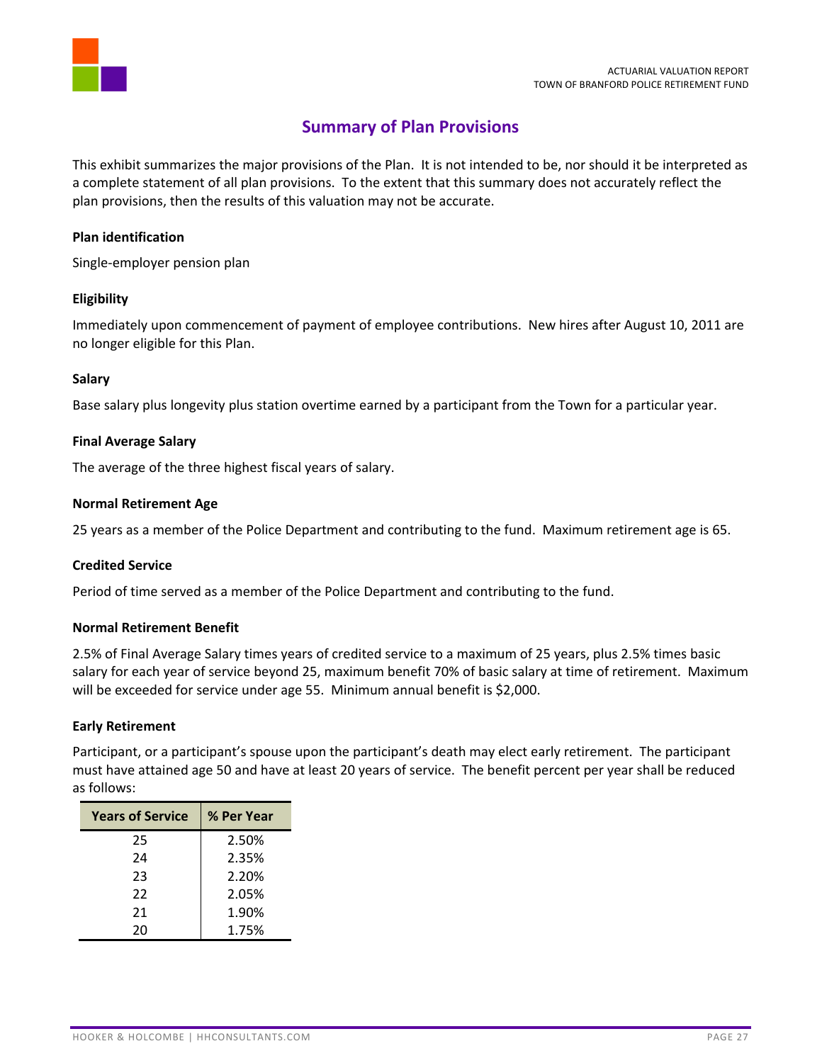## Summary of Plan Provisions

This exhibit summarizes the major provisions of the Plan. It is not intended to be, nor should it be interpreted as a complete statement of all plan provisions. To the extent that this summary does not accurately reflect the plan provisions, then the results of this valuation may not be accurate.

**Plan identification**

Single-employer pension plan

**Eligibility**

Immediately upon commencement of payment of employee contributions. New hires after August 10, 2011 are no longer eligible for this Plan.

**Salary**

Base salary plus longevity plus station overtime earned by a participant from the Town for a particular year.

**Final Average Salary**

The average of the three highest fiscal years of salary.

**Normal Retirement Age**

25 years as a member of the Police Department and contributing to the fund. Maximum retirement age is 65.

**Credited Service**

Period of time served as a member of the Police Department and contributing to the fund.

**Normal Retirement Benefit**

2.5% of Final Average Salary times years of credited service to a maximum of 25 years, plus 2.5% times basic salary for each year of service beyond 25, maximum benefit 70% of basic salary at time of retirement. Maximum will be exceeded for service under age 55. Minimum annual benefit is $2,000.

**Early Retirement**

Participant, or a participant's spouse upon the participant's death may elect early retirement. The participant must have attained age 50 and have at least 20 years of service. The benefit percent per year shall be reduced as follows:

| Years of Service | % Per Year |
|---|---|
| 25 | 2.50% |
| 24 | 2.35% |
| 23 | 2.20% |
| 22 | 2.05% |
| 21 | 1.90% |
| 20 | 1.75% |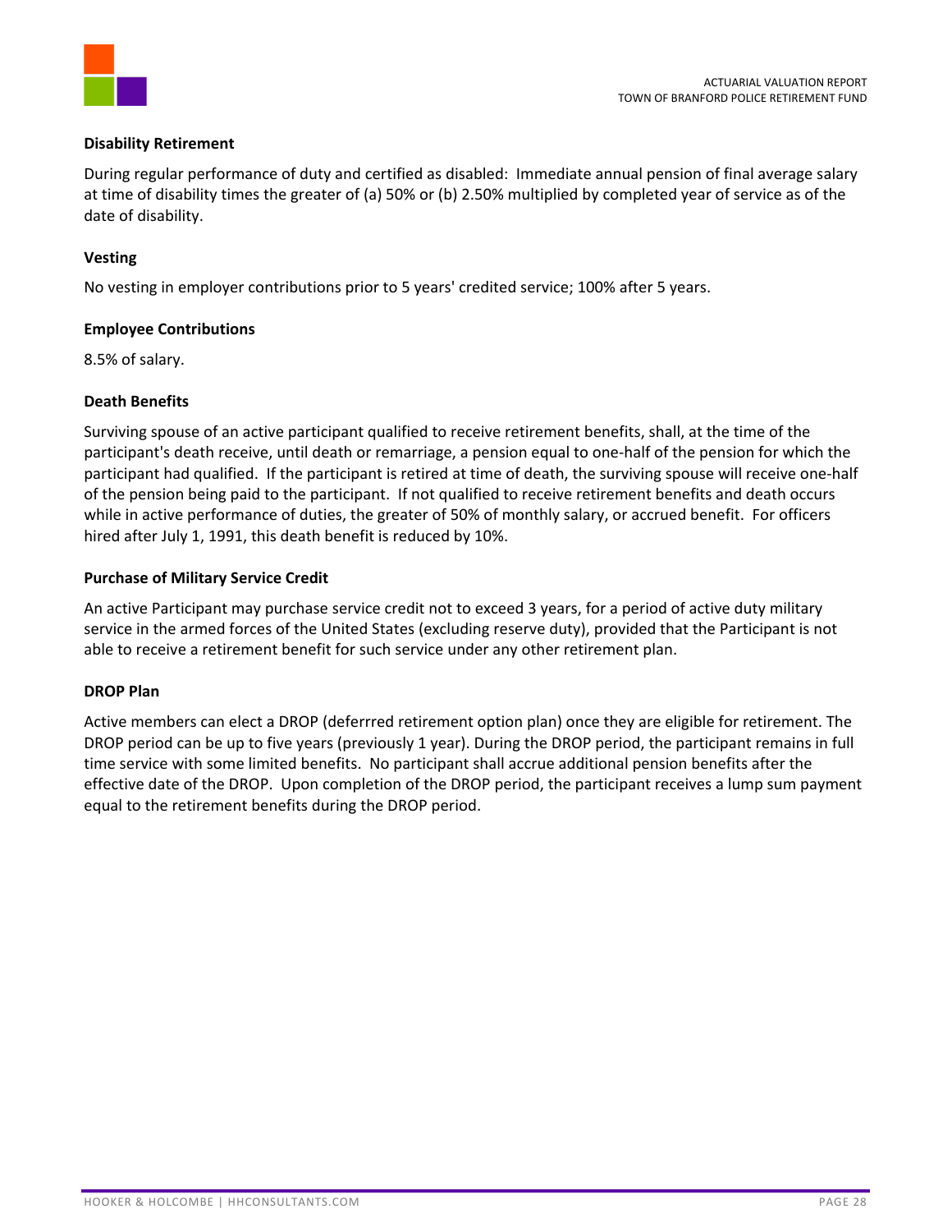**Disability Retirement**

During regular performance of duty and certified as disabled: Immediate annual pension of final average salary at time of disability times the greater of (a) 50% or (b) 2.50% multiplied by completed year of service as of the date of disability.

**Vesting**

No vesting in employer contributions prior to 5 years' credited service; 100% after 5 years.

**Employee Contributions**

8.5% of salary.

**Death Benefits**

Surviving spouse of an active participant qualified to receive retirement benefits, shall, at the time of the participant's death receive, until death or remarriage, a pension equal to one-half of the pension for which the participant had qualified. If the participant is retired at time of death, the surviving spouse will receive one-half of the pension being paid to the participant. If not qualified to receive retirement benefits and death occurs while in active performance of duties, the greater of 50% of monthly salary, or accrued benefit. For officers hired after July 1, 1991, this death benefit is reduced by 10%.

**Purchase of Military Service Credit**

An active Participant may purchase service credit not to exceed 3 years, for a period of active duty military service in the armed forces of the United States (excluding reserve duty), provided that the Participant is not able to receive a retirement benefit for such service under any other retirement plan.

**DROP Plan**

Active members can elect a DROP (deferrred retirement option plan) once they are eligible for retirement. The DROP period can be up to five years (previously 1 year). During the DROP period, the participant remains in full time service with some limited benefits. No participant shall accrue additional pension benefits after the effective date of the DROP. Upon completion of the DROP period, the participant receives a lump sum payment equal to the retirement benefits during the DROP period.